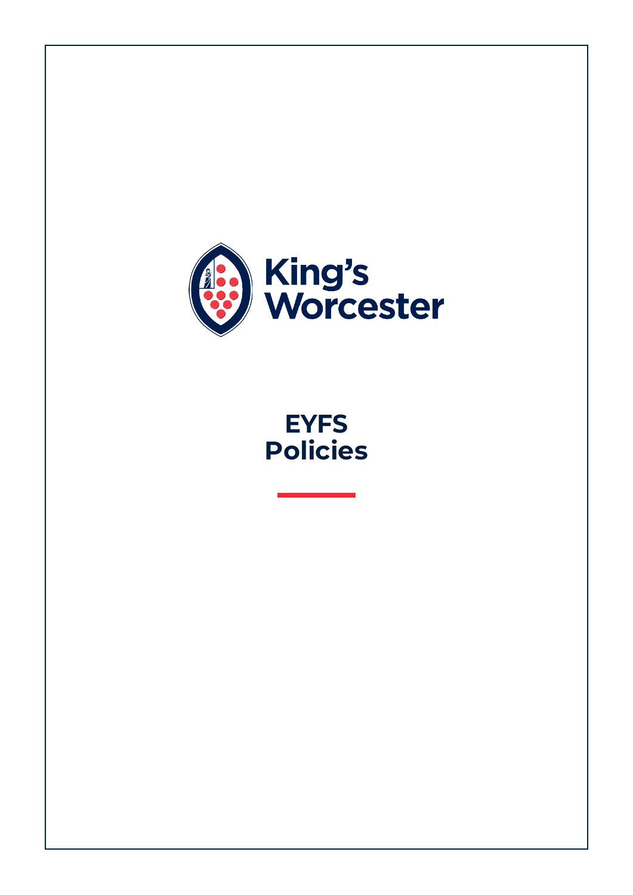King's Worcester

# EYFS Policies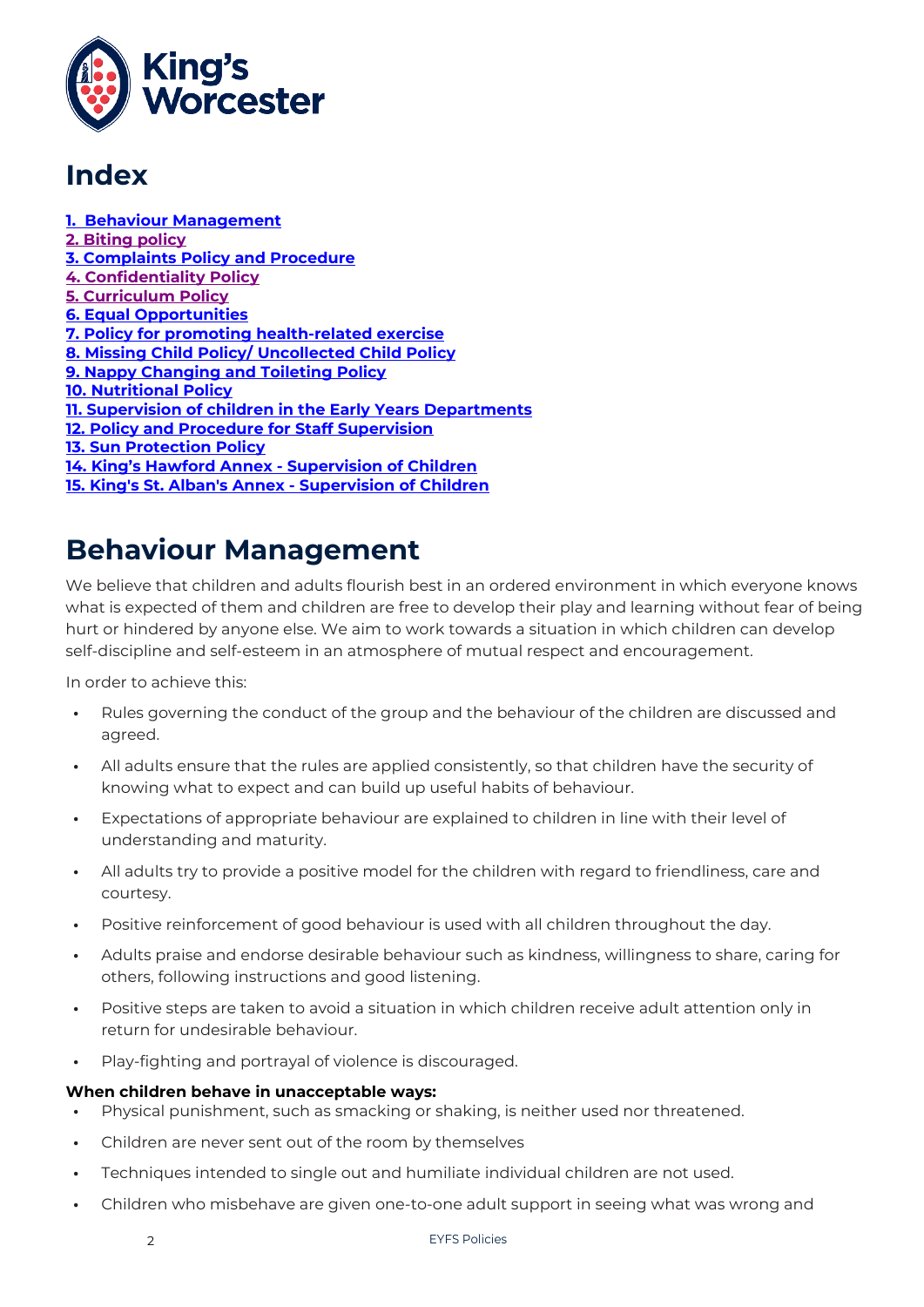# Index

1. [Behaviour Management]
2. [Biting policy]
3. [Complaints Policy and Procedure]
4. [Confidentiality Policy]
5. [Curriculum Policy]
6. [Equal Opportunities]
7. [Policy for promoting health-related exercise]
8. [Missing Child Policy/ Uncollected Child Policy]
9. [Nappy Changing and Toileting Policy]
10. [Nutritional Policy]
11. [Supervision of children in the Early Years Departments]
12. [Policy and Procedure for Staff Supervision]
13. [Sun Protection Policy]
14. [King's Hawford Annex - Supervision of Children]
15. [King's St. Alban's Annex - Supervision of Children]

# Behaviour Management

We believe that children and adults flourish best in an ordered environment in which everyone knows what is expected of them and children are free to develop their play and learning without fear of being hurt or hindered by anyone else. We aim to work towards a situation in which children can develop self-discipline and self-esteem in an atmosphere of mutual respect and encouragement.

In order to achieve this:

- Rules governing the conduct of the group and the behaviour of the children are discussed and agreed.
- All adults ensure that the rules are applied consistently, so that children have the security of knowing what to expect and can build up useful habits of behaviour.
- Expectations of appropriate behaviour are explained to children in line with their level of understanding and maturity.
- All adults try to provide a positive model for the children with regard to friendliness, care and courtesy.
- Positive reinforcement of good behaviour is used with all children throughout the day.
- Adults praise and endorse desirable behaviour such as kindness, willingness to share, caring for others, following instructions and good listening.
- Positive steps are taken to avoid a situation in which children receive adult attention only in return for undesirable behaviour.
- Play-fighting and portrayal of violence is discouraged.

**When children behave in unacceptable ways:**

- Physical punishment, such as smacking or shaking, is neither used nor threatened.
- Children are never sent out of the room by themselves
- Techniques intended to single out and humiliate individual children are not used.
- Children who misbehave are given one-to-one adult support in seeing what was wrong and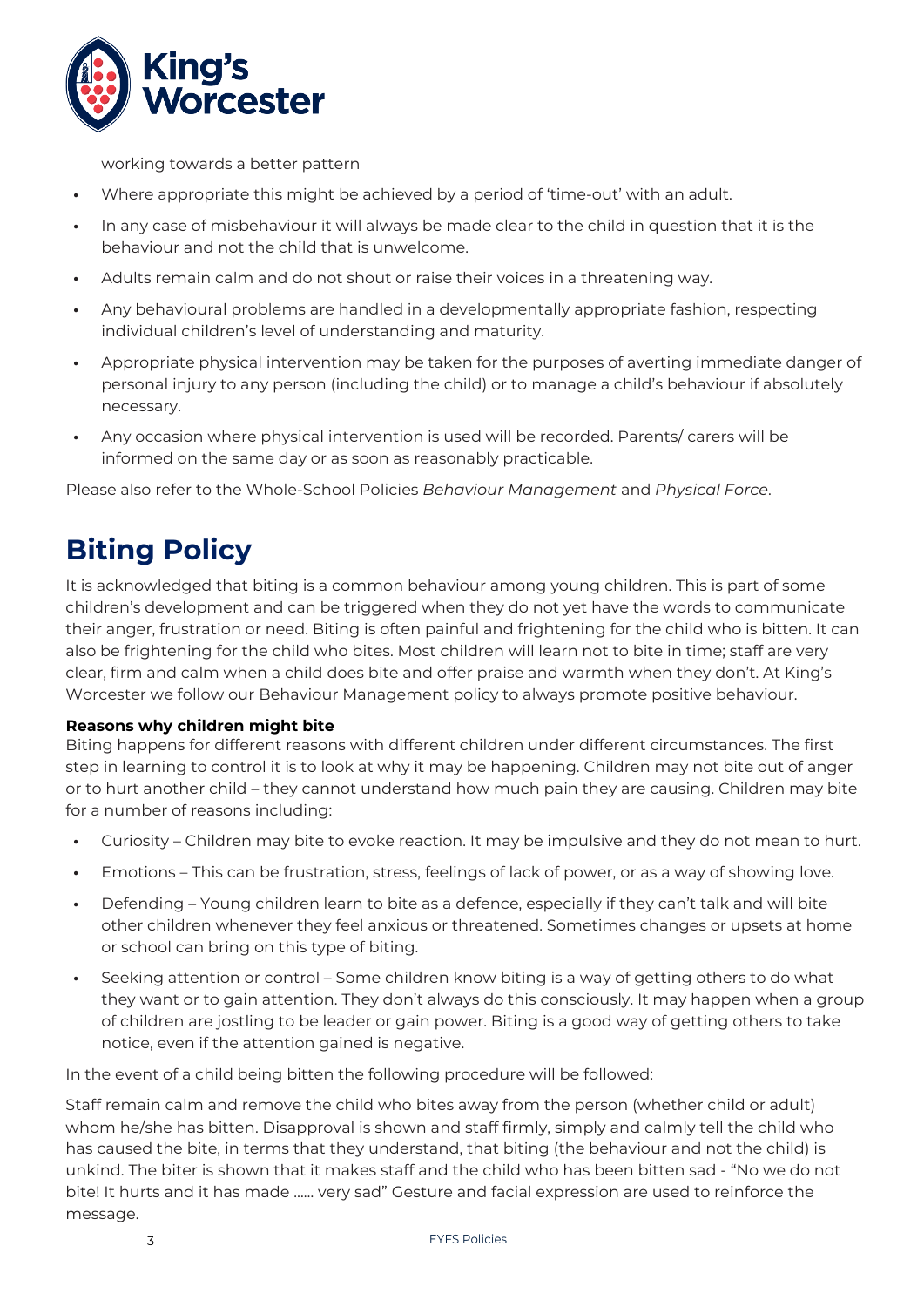working towards a better pattern

- Where appropriate this might be achieved by a period of 'time-out' with an adult.
- In any case of misbehaviour it will always be made clear to the child in question that it is the behaviour and not the child that is unwelcome.
- Adults remain calm and do not shout or raise their voices in a threatening way.
- Any behavioural problems are handled in a developmentally appropriate fashion, respecting individual children's level of understanding and maturity.
- Appropriate physical intervention may be taken for the purposes of averting immediate danger of personal injury to any person (including the child) or to manage a child's behaviour if absolutely necessary.
- Any occasion where physical intervention is used will be recorded. Parents/ carers will be informed on the same day or as soon as reasonably practicable.

Please also refer to the Whole-School Policies *Behaviour Management* and *Physical Force*.

# Biting Policy

It is acknowledged that biting is a common behaviour among young children. This is part of some children's development and can be triggered when they do not yet have the words to communicate their anger, frustration or need. Biting is often painful and frightening for the child who is bitten. It can also be frightening for the child who bites. Most children will learn not to bite in time; staff are very clear, firm and calm when a child does bite and offer praise and warmth when they don't. At King's Worcester we follow our Behaviour Management policy to always promote positive behaviour.

**Reasons why children might bite**

Biting happens for different reasons with different children under different circumstances. The first step in learning to control it is to look at why it may be happening. Children may not bite out of anger or to hurt another child – they cannot understand how much pain they are causing. Children may bite for a number of reasons including:

- Curiosity – Children may bite to evoke reaction. It may be impulsive and they do not mean to hurt.
- Emotions – This can be frustration, stress, feelings of lack of power, or as a way of showing love.
- Defending – Young children learn to bite as a defence, especially if they can't talk and will bite other children whenever they feel anxious or threatened. Sometimes changes or upsets at home or school can bring on this type of biting.
- Seeking attention or control – Some children know biting is a way of getting others to do what they want or to gain attention. They don't always do this consciously. It may happen when a group of children are jostling to be leader or gain power. Biting is a good way of getting others to take notice, even if the attention gained is negative.

In the event of a child being bitten the following procedure will be followed:

Staff remain calm and remove the child who bites away from the person (whether child or adult) whom he/she has bitten. Disapproval is shown and staff firmly, simply and calmly tell the child who has caused the bite, in terms that they understand, that biting (the behaviour and not the child) is unkind. The biter is shown that it makes staff and the child who has been bitten sad - "No we do not bite! It hurts and it has made …… very sad" Gesture and facial expression are used to reinforce the message.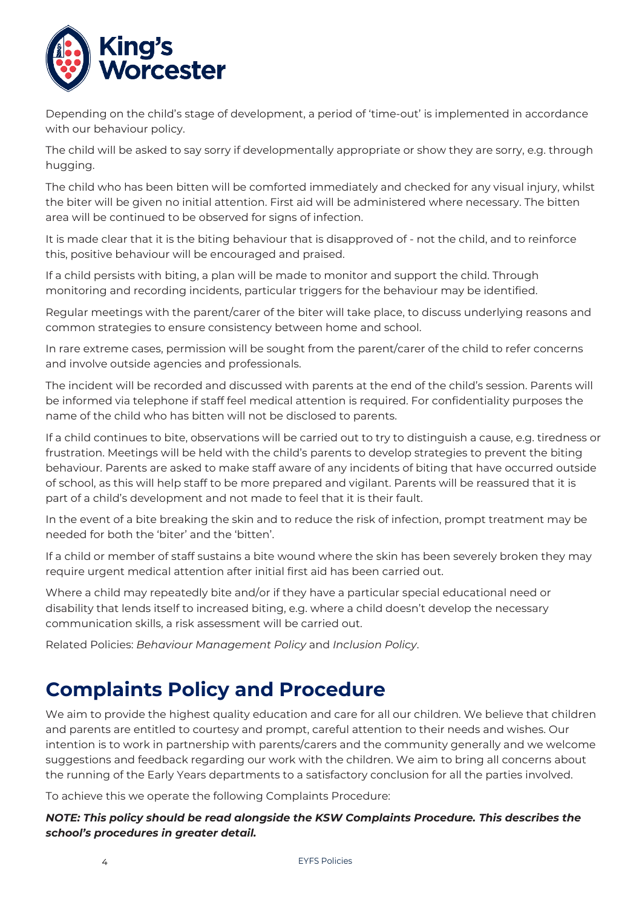Depending on the child's stage of development, a period of 'time-out' is implemented in accordance with our behaviour policy.

The child will be asked to say sorry if developmentally appropriate or show they are sorry, e.g. through hugging.

The child who has been bitten will be comforted immediately and checked for any visual injury, whilst the biter will be given no initial attention. First aid will be administered where necessary. The bitten area will be continued to be observed for signs of infection.

It is made clear that it is the biting behaviour that is disapproved of - not the child, and to reinforce this, positive behaviour will be encouraged and praised.

If a child persists with biting, a plan will be made to monitor and support the child. Through monitoring and recording incidents, particular triggers for the behaviour may be identified.

Regular meetings with the parent/carer of the biter will take place, to discuss underlying reasons and common strategies to ensure consistency between home and school.

In rare extreme cases, permission will be sought from the parent/carer of the child to refer concerns and involve outside agencies and professionals.

The incident will be recorded and discussed with parents at the end of the child's session. Parents will be informed via telephone if staff feel medical attention is required. For confidentiality purposes the name of the child who has bitten will not be disclosed to parents.

If a child continues to bite, observations will be carried out to try to distinguish a cause, e.g. tiredness or frustration. Meetings will be held with the child's parents to develop strategies to prevent the biting behaviour. Parents are asked to make staff aware of any incidents of biting that have occurred outside of school, as this will help staff to be more prepared and vigilant. Parents will be reassured that it is part of a child's development and not made to feel that it is their fault.

In the event of a bite breaking the skin and to reduce the risk of infection, prompt treatment may be needed for both the 'biter' and the 'bitten'.

If a child or member of staff sustains a bite wound where the skin has been severely broken they may require urgent medical attention after initial first aid has been carried out.

Where a child may repeatedly bite and/or if they have a particular special educational need or disability that lends itself to increased biting, e.g. where a child doesn't develop the necessary communication skills, a risk assessment will be carried out.

Related Policies: *Behaviour Management Policy* and *Inclusion Policy*.

# Complaints Policy and Procedure

We aim to provide the highest quality education and care for all our children. We believe that children and parents are entitled to courtesy and prompt, careful attention to their needs and wishes. Our intention is to work in partnership with parents/carers and the community generally and we welcome suggestions and feedback regarding our work with the children. We aim to bring all concerns about the running of the Early Years departments to a satisfactory conclusion for all the parties involved.

To achieve this we operate the following Complaints Procedure:

***NOTE: This policy should be read alongside the KSW Complaints Procedure. This describes the school's procedures in greater detail.***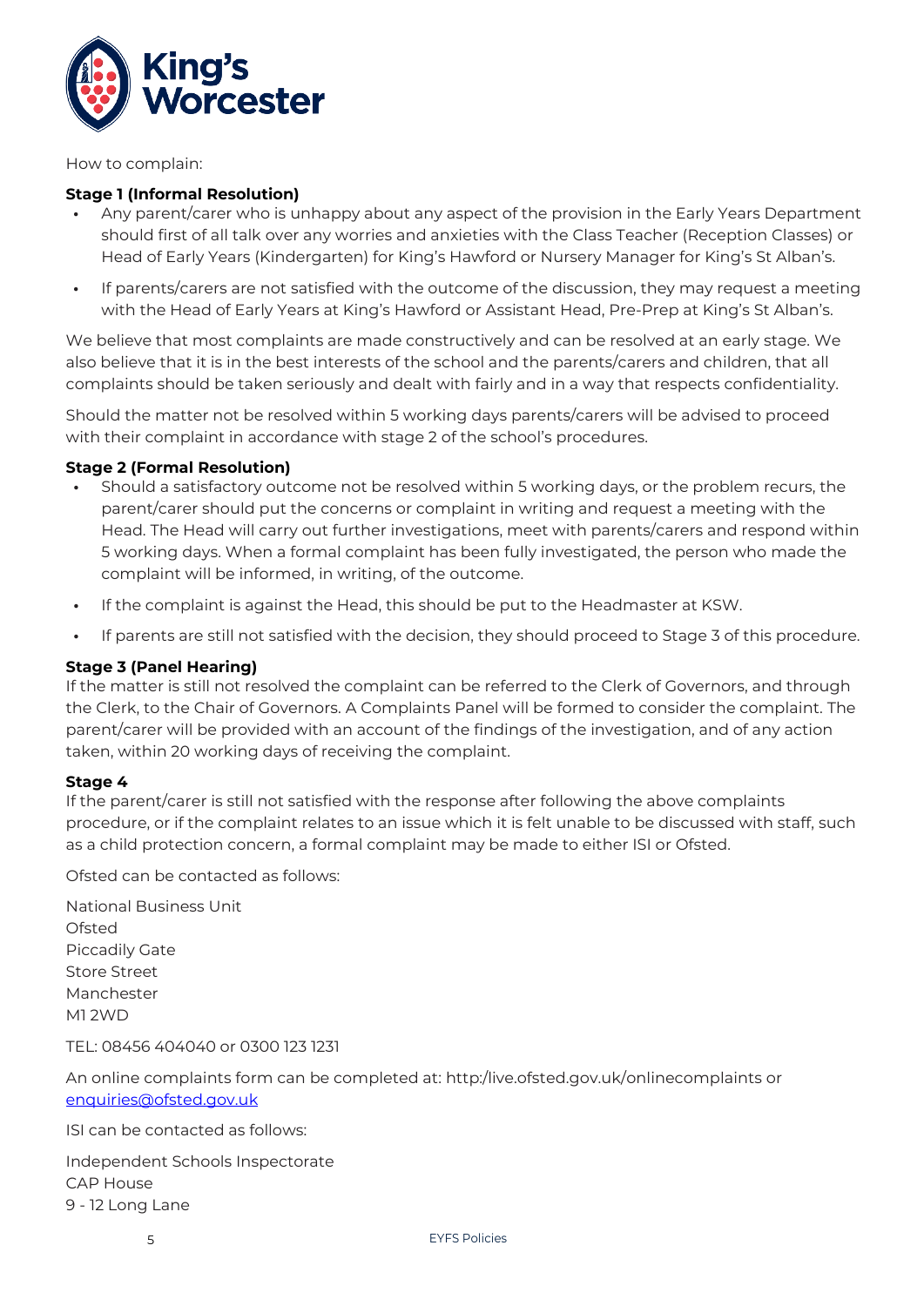How to complain:

**Stage 1 (Informal Resolution)**

- Any parent/carer who is unhappy about any aspect of the provision in the Early Years Department should first of all talk over any worries and anxieties with the Class Teacher (Reception Classes) or Head of Early Years (Kindergarten) for King's Hawford or Nursery Manager for King's St Alban's.
- If parents/carers are not satisfied with the outcome of the discussion, they may request a meeting with the Head of Early Years at King's Hawford or Assistant Head, Pre-Prep at King's St Alban's.

We believe that most complaints are made constructively and can be resolved at an early stage. We also believe that it is in the best interests of the school and the parents/carers and children, that all complaints should be taken seriously and dealt with fairly and in a way that respects confidentiality.

Should the matter not be resolved within 5 working days parents/carers will be advised to proceed with their complaint in accordance with stage 2 of the school's procedures.

**Stage 2 (Formal Resolution)**

- Should a satisfactory outcome not be resolved within 5 working days, or the problem recurs, the parent/carer should put the concerns or complaint in writing and request a meeting with the Head. The Head will carry out further investigations, meet with parents/carers and respond within 5 working days. When a formal complaint has been fully investigated, the person who made the complaint will be informed, in writing, of the outcome.
- If the complaint is against the Head, this should be put to the Headmaster at KSW.
- If parents are still not satisfied with the decision, they should proceed to Stage 3 of this procedure.

**Stage 3 (Panel Hearing)**

If the matter is still not resolved the complaint can be referred to the Clerk of Governors, and through the Clerk, to the Chair of Governors. A Complaints Panel will be formed to consider the complaint. The parent/carer will be provided with an account of the findings of the investigation, and of any action taken, within 20 working days of receiving the complaint.

**Stage 4**

If the parent/carer is still not satisfied with the response after following the above complaints procedure, or if the complaint relates to an issue which it is felt unable to be discussed with staff, such as a child protection concern, a formal complaint may be made to either ISI or Ofsted.

Ofsted can be contacted as follows:

National Business Unit
Ofsted
Piccadily Gate
Store Street
Manchester
M1 2WD

TEL: 08456 404040 or 0300 123 1231

An online complaints form can be completed at: http:/live.ofsted.gov.uk/onlinecomplaints or enquiries@ofsted.gov.uk

ISI can be contacted as follows:

Independent Schools Inspectorate
CAP House
9 - 12 Long Lane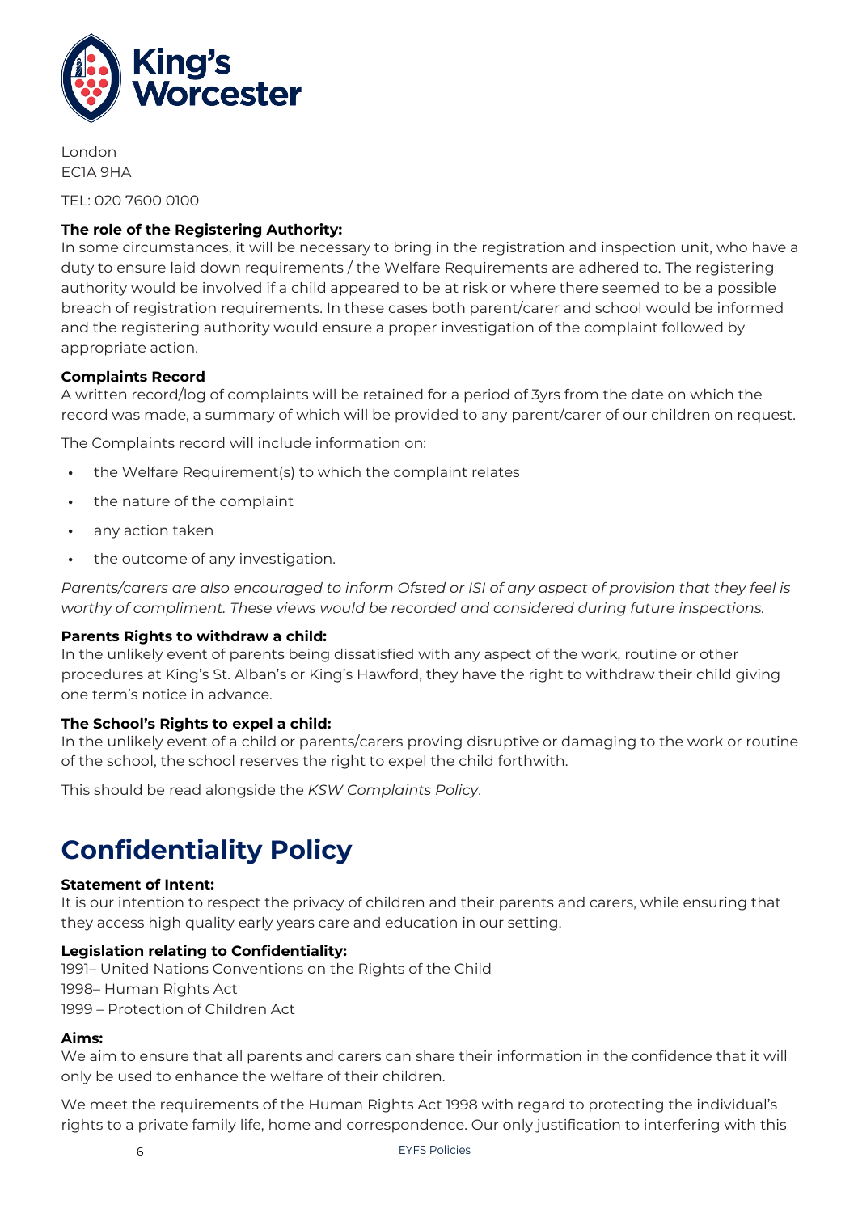London
EC1A 9HA

TEL: 020 7600 0100

**The role of the Registering Authority:**
In some circumstances, it will be necessary to bring in the registration and inspection unit, who have a duty to ensure laid down requirements / the Welfare Requirements are adhered to. The registering authority would be involved if a child appeared to be at risk or where there seemed to be a possible breach of registration requirements. In these cases both parent/carer and school would be informed and the registering authority would ensure a proper investigation of the complaint followed by appropriate action.

**Complaints Record**
A written record/log of complaints will be retained for a period of 3yrs from the date on which the record was made, a summary of which will be provided to any parent/carer of our children on request.

The Complaints record will include information on:

- the Welfare Requirement(s) to which the complaint relates
- the nature of the complaint
- any action taken
- the outcome of any investigation.

*Parents/carers are also encouraged to inform Ofsted or ISI of any aspect of provision that they feel is worthy of compliment. These views would be recorded and considered during future inspections.*

**Parents Rights to withdraw a child:**
In the unlikely event of parents being dissatisfied with any aspect of the work, routine or other procedures at King's St. Alban's or King's Hawford, they have the right to withdraw their child giving one term's notice in advance.

**The School's Rights to expel a child:**
In the unlikely event of a child or parents/carers proving disruptive or damaging to the work or routine of the school, the school reserves the right to expel the child forthwith.

This should be read alongside the *KSW Complaints Policy*.

# Confidentiality Policy

**Statement of Intent:**
It is our intention to respect the privacy of children and their parents and carers, while ensuring that they access high quality early years care and education in our setting.

**Legislation relating to Confidentiality:**
1991– United Nations Conventions on the Rights of the Child
1998– Human Rights Act
1999 – Protection of Children Act

**Aims:**
We aim to ensure that all parents and carers can share their information in the confidence that it will only be used to enhance the welfare of their children.

We meet the requirements of the Human Rights Act 1998 with regard to protecting the individual's rights to a private family life, home and correspondence. Our only justification to interfering with this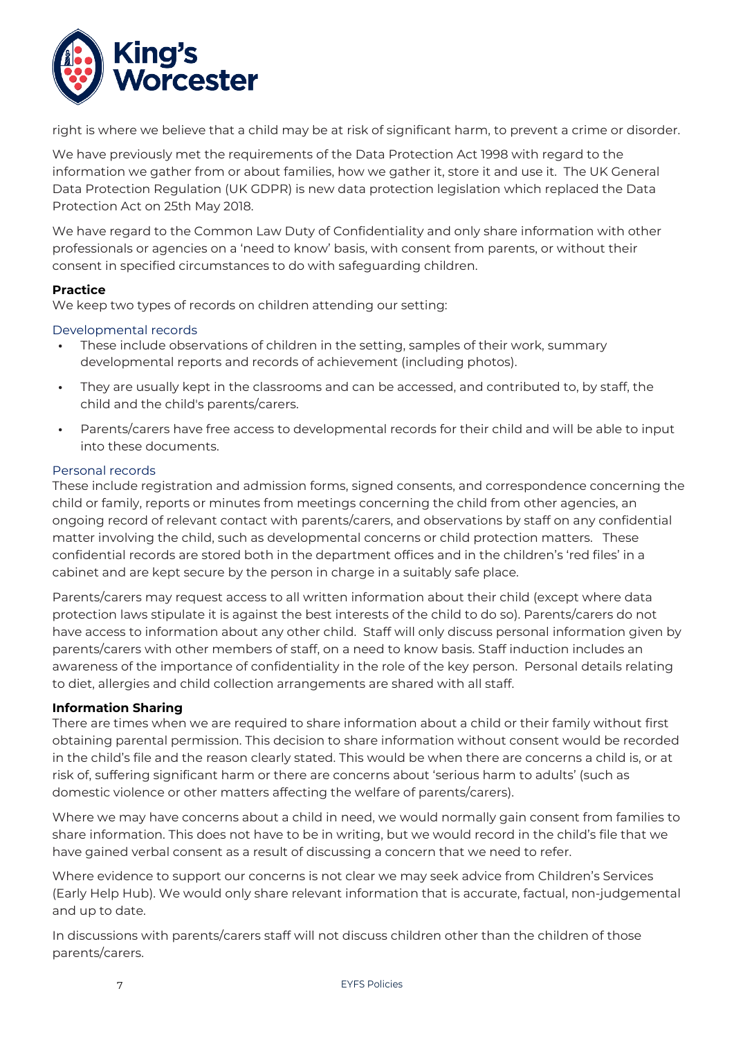right is where we believe that a child may be at risk of significant harm, to prevent a crime or disorder.

We have previously met the requirements of the Data Protection Act 1998 with regard to the information we gather from or about families, how we gather it, store it and use it. The UK General Data Protection Regulation (UK GDPR) is new data protection legislation which replaced the Data Protection Act on 25th May 2018.

We have regard to the Common Law Duty of Confidentiality and only share information with other professionals or agencies on a 'need to know' basis, with consent from parents, or without their consent in specified circumstances to do with safeguarding children.

**Practice**

We keep two types of records on children attending our setting:

### Developmental records

- These include observations of children in the setting, samples of their work, summary developmental reports and records of achievement (including photos).
- They are usually kept in the classrooms and can be accessed, and contributed to, by staff, the child and the child's parents/carers.
- Parents/carers have free access to developmental records for their child and will be able to input into these documents.

### Personal records

These include registration and admission forms, signed consents, and correspondence concerning the child or family, reports or minutes from meetings concerning the child from other agencies, an ongoing record of relevant contact with parents/carers, and observations by staff on any confidential matter involving the child, such as developmental concerns or child protection matters. These confidential records are stored both in the department offices and in the children's 'red files' in a cabinet and are kept secure by the person in charge in a suitably safe place.

Parents/carers may request access to all written information about their child (except where data protection laws stipulate it is against the best interests of the child to do so). Parents/carers do not have access to information about any other child. Staff will only discuss personal information given by parents/carers with other members of staff, on a need to know basis. Staff induction includes an awareness of the importance of confidentiality in the role of the key person. Personal details relating to diet, allergies and child collection arrangements are shared with all staff.

**Information Sharing**

There are times when we are required to share information about a child or their family without first obtaining parental permission. This decision to share information without consent would be recorded in the child's file and the reason clearly stated. This would be when there are concerns a child is, or at risk of, suffering significant harm or there are concerns about 'serious harm to adults' (such as domestic violence or other matters affecting the welfare of parents/carers).

Where we may have concerns about a child in need, we would normally gain consent from families to share information. This does not have to be in writing, but we would record in the child's file that we have gained verbal consent as a result of discussing a concern that we need to refer.

Where evidence to support our concerns is not clear we may seek advice from Children's Services (Early Help Hub). We would only share relevant information that accurate, factual, non-judgemental and up to date.

In discussions with parents/carers staff will not discuss children other than the children of those parents/carers.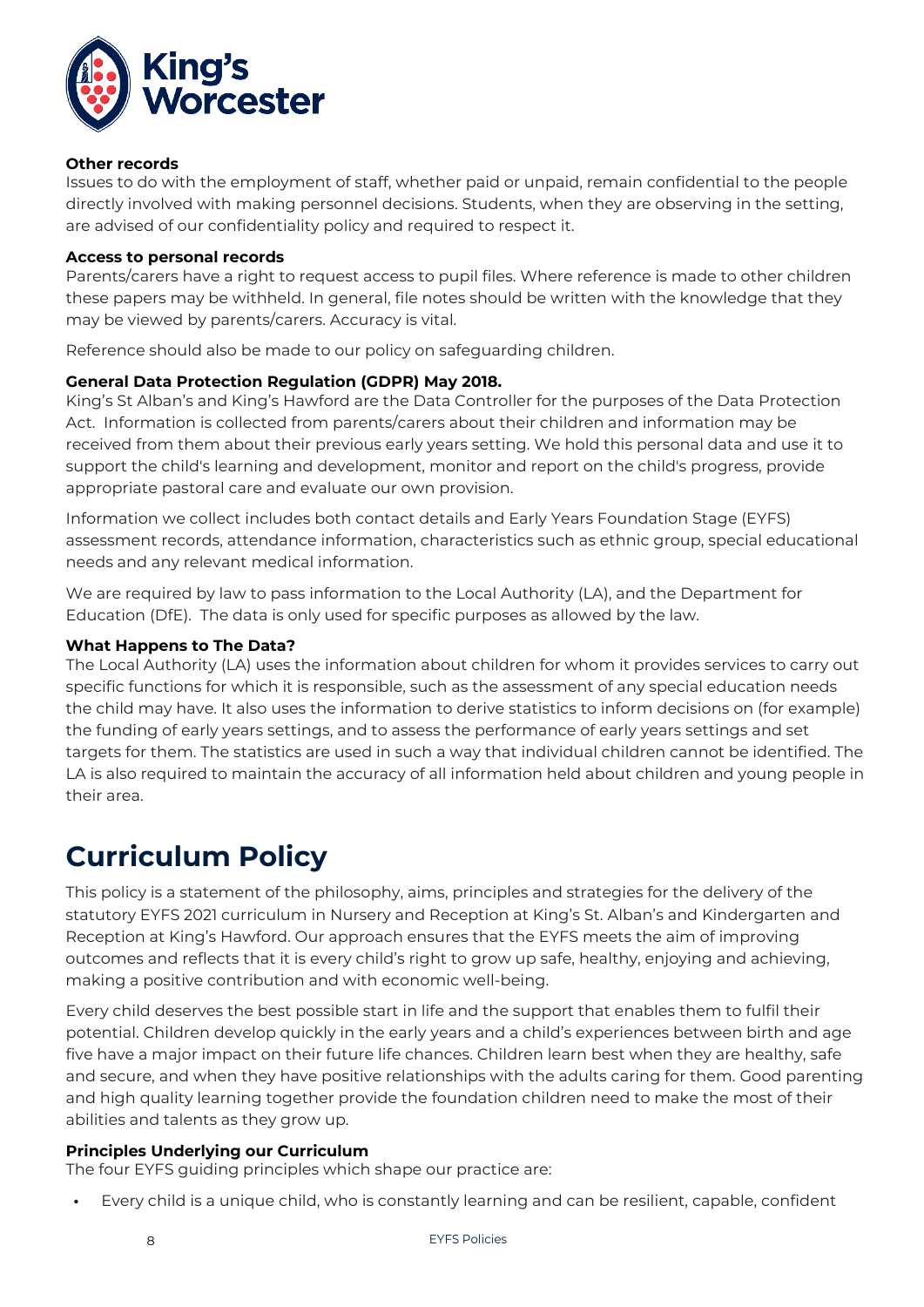**Other records**

Issues to do with the employment of staff, whether paid or unpaid, remain confidential to the people directly involved with making personnel decisions. Students, when they are observing in the setting, are advised of our confidentiality policy and required to respect it.

**Access to personal records**

Parents/carers have a right to request access to pupil files. Where reference is made to other children these papers may be withheld. In general, file notes should be written with the knowledge that they may be viewed by parents/carers. Accuracy is vital.

Reference should also be made to our policy on safeguarding children.

**General Data Protection Regulation (GDPR) May 2018.**

King's St Alban's and King's Hawford are the Data Controller for the purposes of the Data Protection Act. Information is collected from parents/carers about their children and information may be received from them about their previous early years setting. We hold this personal data and use it to support the child's learning and development, monitor and report on the child's progress, provide appropriate pastoral care and evaluate our own provision.

Information we collect includes both contact details and Early Years Foundation Stage (EYFS) assessment records, attendance information, characteristics such as ethnic group, special educational needs and any relevant medical information.

We are required by law to pass information to the Local Authority (LA), and the Department for Education (DfE). The data is only used for specific purposes as allowed by the law.

**What Happens to The Data?**

The Local Authority (LA) uses the information about children for whom it provides services to carry out specific functions for which it is responsible, such as the assessment of any special education needs the child may have. It also uses the information to derive statistics to inform decisions on (for example) the funding of early years settings, and to assess the performance of early years settings and set targets for them. The statistics are used in such a way that individual children cannot be identified. The LA is also required to maintain the accuracy of all information held about children and young people in their area.

# Curriculum Policy

This policy is a statement of the philosophy, aims, principles and strategies for the delivery of the statutory EYFS 2021 curriculum in Nursery and Reception at King's St. Alban's and Kindergarten and Reception at King's Hawford. Our approach ensures that the EYFS meets the aim of improving outcomes and reflects that it is every child's right to grow up safe, healthy, enjoying and achieving, making a positive contribution and with economic well-being.

Every child deserves the best possible start in life and the support that enables them to fulfil their potential. Children develop quickly in the early years and a child's experiences between birth and age five have a major impact on their future life chances. Children learn best when they are healthy, safe and secure, and when they have positive relationships with the adults caring for them. Good parenting and high quality learning together provide the foundation children need to make the most of their abilities and talents as they grow up.

**Principles Underlying our Curriculum**

The four EYFS guiding principles which shape our practice are:

- Every child is a unique child, who is constantly learning and can be resilient, capable, confident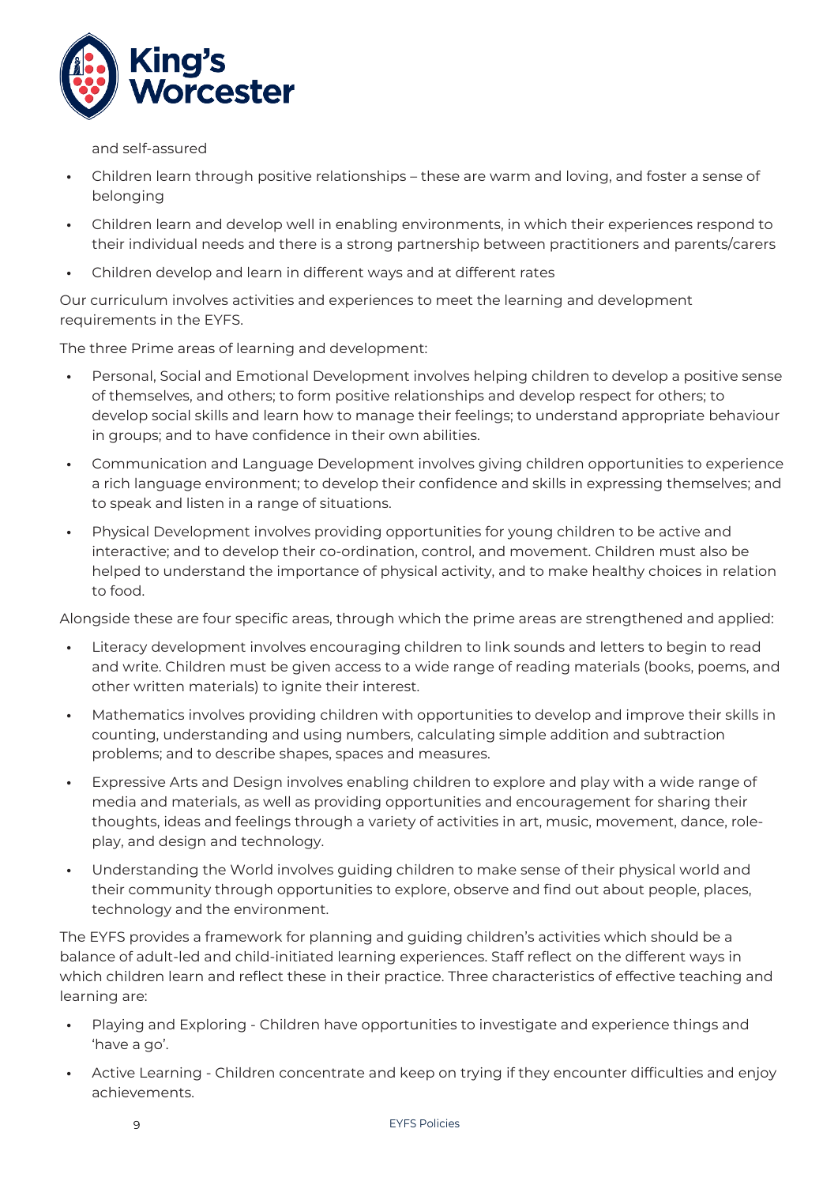and self-assured

- Children learn through positive relationships – these are warm and loving, and foster a sense of belonging
- Children learn and develop well in enabling environments, in which their experiences respond to their individual needs and there is a strong partnership between practitioners and parents/carers
- Children develop and learn in different ways and at different rates

Our curriculum involves activities and experiences to meet the learning and development requirements in the EYFS.

The three Prime areas of learning and development:

- Personal, Social and Emotional Development involves helping children to develop a positive sense of themselves, and others; to form positive relationships and develop respect for others; to develop social skills and learn how to manage their feelings; to understand appropriate behaviour in groups; and to have confidence in their own abilities.
- Communication and Language Development involves giving children opportunities to experience a rich language environment; to develop their confidence and skills in expressing themselves; and to speak and listen in a range of situations.
- Physical Development involves providing opportunities for young children to be active and interactive; and to develop their co-ordination, control, and movement. Children must also be helped to understand the importance of physical activity, and to make healthy choices in relation to food.

Alongside these are four specific areas, through which the prime areas are strengthened and applied:

- Literacy development involves encouraging children to link sounds and letters to begin to read and write. Children must be given access to a wide range of reading materials (books, poems, and other written materials) to ignite their interest.
- Mathematics involves providing children with opportunities to develop and improve their skills in counting, understanding and using numbers, calculating simple addition and subtraction problems; and to describe shapes, spaces and measures.
- Expressive Arts and Design involves enabling children to explore and play with a wide range of media and materials, as well as providing opportunities and encouragement for sharing their thoughts, ideas and feelings through a variety of activities in art, music, movement, dance, role-play, and design and technology.
- Understanding the World involves guiding children to make sense of their physical world and their community through opportunities to explore, observe and find out about people, places, technology and the environment.

The EYFS provides a framework for planning and guiding children's activities which should be a balance of adult-led and child-initiated learning experiences. Staff reflect on the different ways in which children learn and reflect these in their practice. Three characteristics of effective teaching and learning are:

- Playing and Exploring - Children have opportunities to investigate and experience things and 'have a go'.
- Active Learning - Children concentrate and keep on trying if they encounter difficulties and enjoy achievements.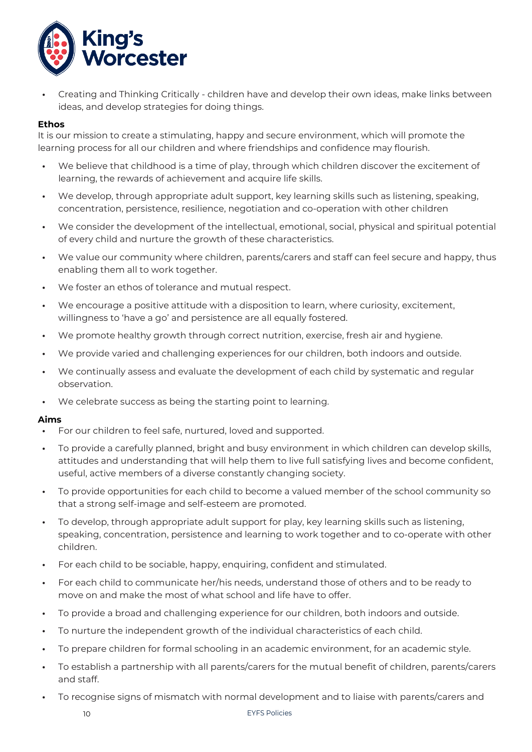- Creating and Thinking Critically - children have and develop their own ideas, make links between ideas, and develop strategies for doing things.

**Ethos**

It is our mission to create a stimulating, happy and secure environment, which will promote the learning process for all our children and where friendships and confidence may flourish.

- We believe that childhood is a time of play, through which children discover the excitement of learning, the rewards of achievement and acquire life skills.
- We develop, through appropriate adult support, key learning skills such as listening, speaking, concentration, persistence, resilience, negotiation and co-operation with other children
- We consider the development of the intellectual, emotional, social, physical and spiritual potential of every child and nurture the growth of these characteristics.
- We value our community where children, parents/carers and staff can feel secure and happy, thus enabling them all to work together.
- We foster an ethos of tolerance and mutual respect.
- We encourage a positive attitude with a disposition to learn, where curiosity, excitement, willingness to 'have a go' and persistence are all equally fostered.
- We promote healthy growth through correct nutrition, exercise, fresh air and hygiene.
- We provide varied and challenging experiences for our children, both indoors and outside.
- We continually assess and evaluate the development of each child by systematic and regular observation.
- We celebrate success as being the starting point to learning.

**Aims**

- For our children to feel safe, nurtured, loved and supported.
- To provide a carefully planned, bright and busy environment in which children can develop skills, attitudes and understanding that will help them to live full satisfying lives and become confident, useful, active members of a diverse constantly changing society.
- To provide opportunities for each child to become a valued member of the school community so that a strong self-image and self-esteem are promoted.
- To develop, through appropriate adult support for play, key learning skills such as listening, speaking, concentration, persistence and learning to work together and to co-operate with other children.
- For each child to be sociable, happy, enquiring, confident and stimulated.
- For each child to communicate her/his needs, understand those of others and to be ready to move on and make the most of what school and life have to offer.
- To provide a broad and challenging experience for our children, both indoors and outside.
- To nurture the independent growth of the individual characteristics of each child.
- To prepare children for formal schooling in an academic environment, for an academic style.
- To establish a partnership with all parents/carers for the mutual benefit of children, parents/carers and staff.
- To recognise signs of mismatch with normal development and to liaise with parents/carers and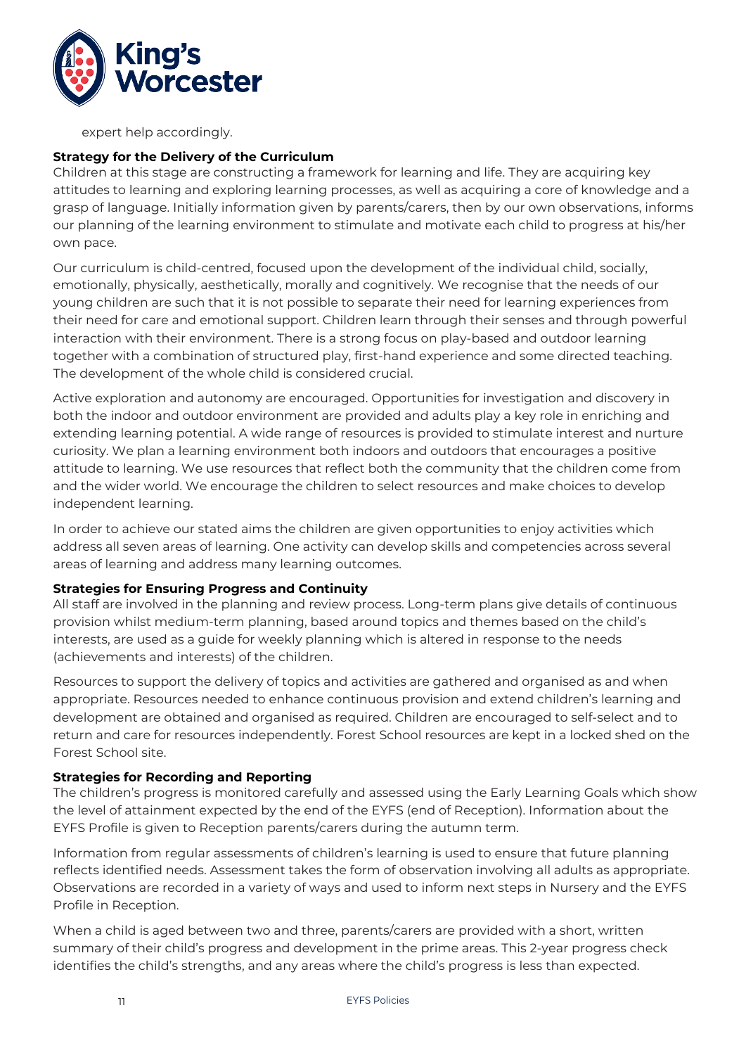expert help accordingly.

**Strategy for the Delivery of the Curriculum**

Children at this stage are constructing a framework for learning and life. They are acquiring key attitudes to learning and exploring learning processes, as well as acquiring a core of knowledge and a grasp of language. Initially information given by parents/carers, then by our own observations, informs our planning of the learning environment to stimulate and motivate each child to progress at his/her own pace.

Our curriculum is child-centred, focused upon the development of the individual child, socially, emotionally, physically, aesthetically, morally and cognitively. We recognise that the needs of our young children are such that it is not possible to separate their need for learning experiences from their need for care and emotional support. Children learn through their senses and through powerful interaction with their environment. There is a strong focus on play-based and outdoor learning together with a combination of structured play, first-hand experience and some directed teaching. The development of the whole child is considered crucial.

Active exploration and autonomy are encouraged. Opportunities for investigation and discovery in both the indoor and outdoor environment are provided and adults play a key role in enriching and extending learning potential. A wide range of resources is provided to stimulate interest and nurture curiosity. We plan a learning environment both indoors and outdoors that encourages a positive attitude to learning. We use resources that reflect both the community that the children come from and the wider world. We encourage the children to select resources and make choices to develop independent learning.

In order to achieve our stated aims the children are given opportunities to enjoy activities which address all seven areas of learning. One activity can develop skills and competencies across several areas of learning and address many learning outcomes.

**Strategies for Ensuring Progress and Continuity**

All staff are involved in the planning and review process. Long-term plans give details of continuous provision whilst medium-term planning, based around topics and themes based on the child's interests, are used as a guide for weekly planning which is altered in response to the needs (achievements and interests) of the children.

Resources to support the delivery of topics and activities are gathered and organised as and when appropriate. Resources needed to enhance continuous provision and extend children's learning and development are obtained and organised as required. Children are encouraged to self-select and to return and care for resources independently. Forest School resources are kept in a locked shed on the Forest School site.

**Strategies for Recording and Reporting**

The children's progress is monitored carefully and assessed using the Early Learning Goals which show the level of attainment expected by the end of the EYFS (end of Reception). Information about the EYFS Profile is given to Reception parents/carers during the autumn term.

Information from regular assessments of children's learning is used to ensure that future planning reflects identified needs. Assessment takes the form of observation involving all adults as appropriate. Observations are recorded in a variety of ways and used to inform next steps in Nursery and the EYFS Profile in Reception.

When a child is aged between two and three, parents/carers are provided with a short, written summary of their child's progress and development in the prime areas. This 2-year progress check identifies the child's strengths, and any areas where the child's progress is less than expected.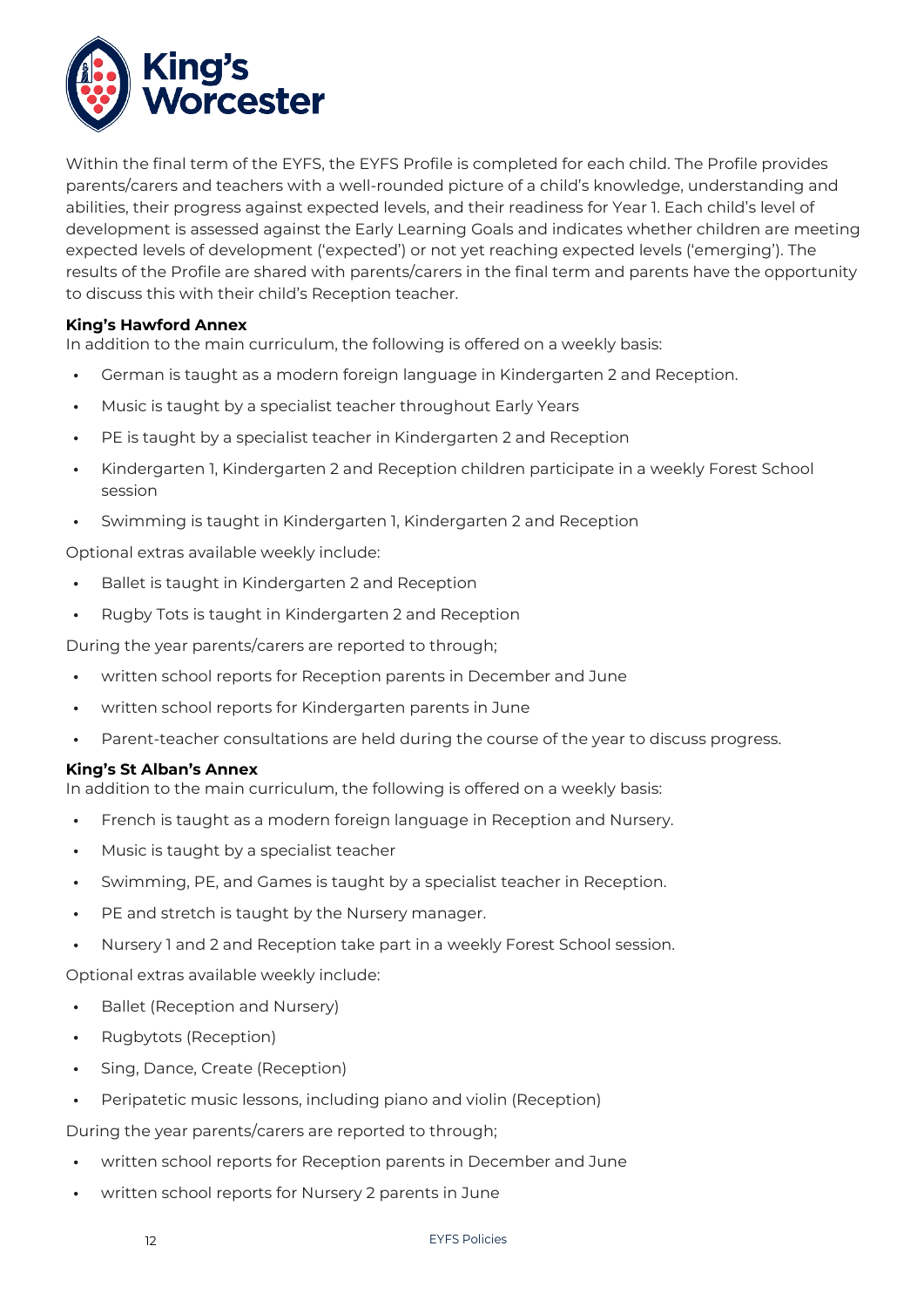Within the final term of the EYFS, the EYFS Profile is completed for each child. The Profile provides parents/carers and teachers with a well-rounded picture of a child's knowledge, understanding and abilities, their progress against expected levels, and their readiness for Year 1. Each child's level of development is assessed against the Early Learning Goals and indicates whether children are meeting expected levels of development ('expected') or not yet reaching expected levels ('emerging'). The results of the Profile are shared with parents/carers in the final term and parents have the opportunity to discuss this with their child's Reception teacher.

**King's Hawford Annex**

In addition to the main curriculum, the following is offered on a weekly basis:

- German is taught as a modern foreign language in Kindergarten 2 and Reception.
- Music is taught by a specialist teacher throughout Early Years
- PE is taught by a specialist teacher in Kindergarten 2 and Reception
- Kindergarten 1, Kindergarten 2 and Reception children participate in a weekly Forest School session
- Swimming is taught in Kindergarten 1, Kindergarten 2 and Reception

Optional extras available weekly include:

- Ballet is taught in Kindergarten 2 and Reception
- Rugby Tots is taught in Kindergarten 2 and Reception

During the year parents/carers are reported to through;

- written school reports for Reception parents in December and June
- written school reports for Kindergarten parents in June
- Parent-teacher consultations are held during the course of the year to discuss progress.

**King's St Alban's Annex**

In addition to the main curriculum, the following is offered on a weekly basis:

- French is taught as a modern foreign language in Reception and Nursery.
- Music is taught by a specialist teacher
- Swimming, PE, and Games is taught by a specialist teacher in Reception.
- PE and stretch is taught by the Nursery manager.
- Nursery 1 and 2 and Reception take part in a weekly Forest School session.

Optional extras available weekly include:

- Ballet (Reception and Nursery)
- Rugbytots (Reception)
- Sing, Dance, Create (Reception)
- Peripatetic music lessons, including piano and violin (Reception)

During the year parents/carers are reported to through;

- written school reports for Reception parents in December and June
- written school reports for Nursery 2 parents in June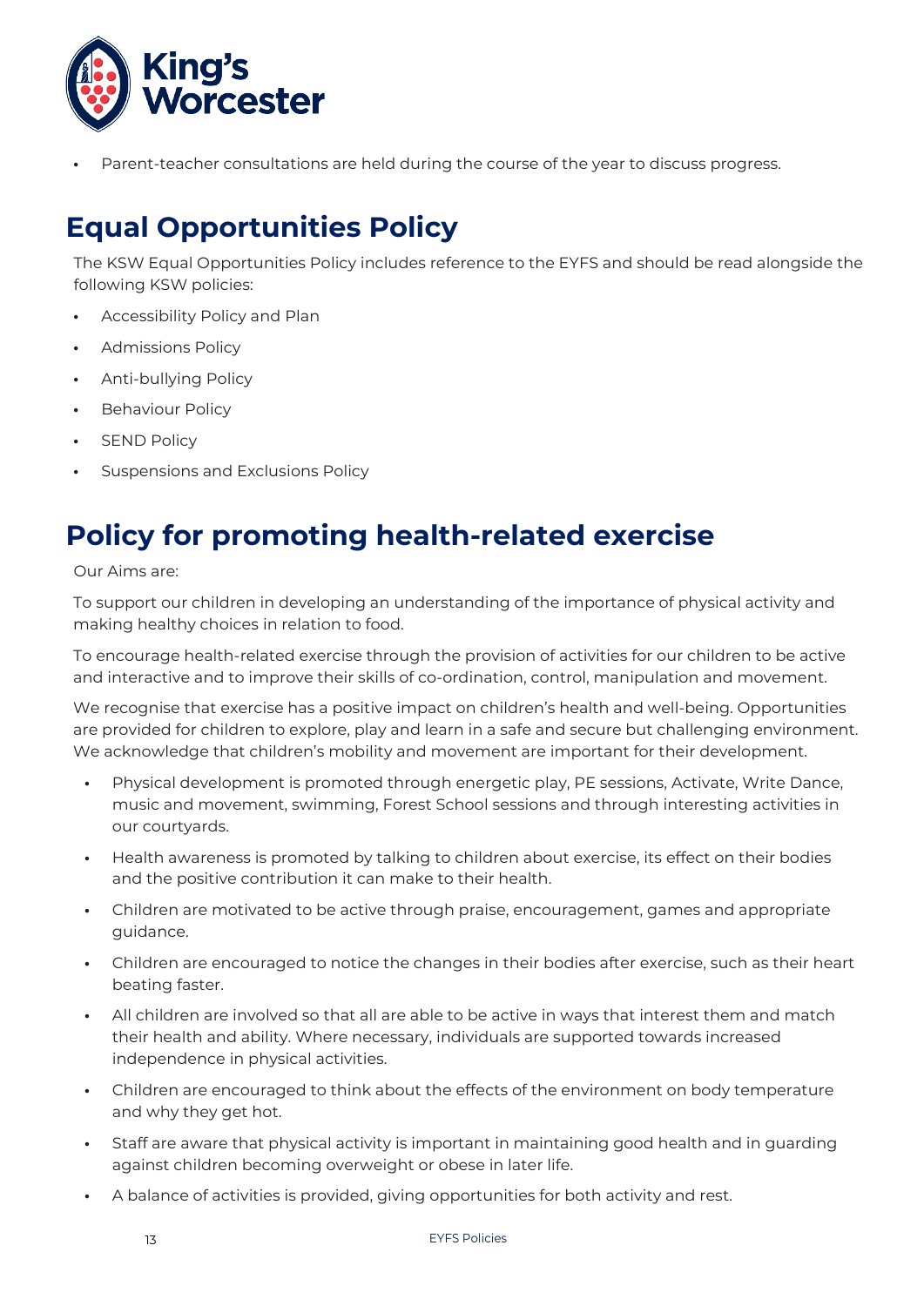- Parent-teacher consultations are held during the course of the year to discuss progress.

## Equal Opportunities Policy

The KSW Equal Opportunities Policy includes reference to the EYFS and should be read alongside the following KSW policies:

- Accessibility Policy and Plan
- Admissions Policy
- Anti-bullying Policy
- Behaviour Policy
- SEND Policy
- Suspensions and Exclusions Policy

## Policy for promoting health-related exercise

Our Aims are:

To support our children in developing an understanding of the importance of physical activity and making healthy choices in relation to food.

To encourage health-related exercise through the provision of activities for our children to be active and interactive and to improve their skills of co-ordination, control, manipulation and movement.

We recognise that exercise has a positive impact on children's health and well-being. Opportunities are provided for children to explore, play and learn in a safe and secure but challenging environment. We acknowledge that children's mobility and movement are important for their development.

- Physical development is promoted through energetic play, PE sessions, Activate, Write Dance, music and movement, swimming, Forest School sessions and through interesting activities in our courtyards.
- Health awareness is promoted by talking to children about exercise, its effect on their bodies and the positive contribution it can make to their health.
- Children are motivated to be active through praise, encouragement, games and appropriate guidance.
- Children are encouraged to notice the changes in their bodies after exercise, such as their heart beating faster.
- All children are involved so that all are able to be active in ways that interest them and match their health and ability. Where necessary, individuals are supported towards increased independence in physical activities.
- Children are encouraged to think about the effects of the environment on body temperature and why they get hot.
- Staff are aware that physical activity is important in maintaining good health and in guarding against children becoming overweight or obese in later life.
- A balance of activities is provided, giving opportunities for both activity and rest.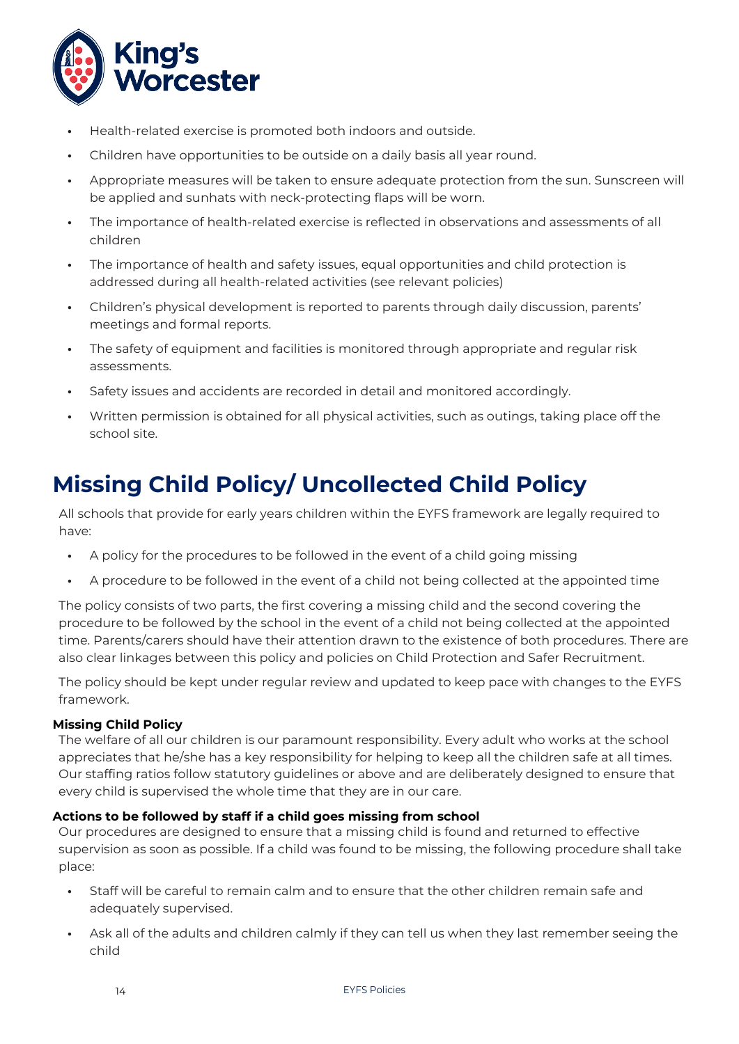- Health-related exercise is promoted both indoors and outside.
- Children have opportunities to be outside on a daily basis all year round.
- Appropriate measures will be taken to ensure adequate protection from the sun. Sunscreen will be applied and sunhats with neck-protecting flaps will be worn.
- The importance of health-related exercise is reflected in observations and assessments of all children
- The importance of health and safety issues, equal opportunities and child protection is addressed during all health-related activities (see relevant policies)
- Children's physical development is reported to parents through daily discussion, parents' meetings and formal reports.
- The safety of equipment and facilities is monitored through appropriate and regular risk assessments.
- Safety issues and accidents are recorded in detail and monitored accordingly.
- Written permission is obtained for all physical activities, such as outings, taking place off the school site.

# Missing Child Policy/ Uncollected Child Policy

All schools that provide for early years children within the EYFS framework are legally required to have:

- A policy for the procedures to be followed in the event of a child going missing
- A procedure to be followed in the event of a child not being collected at the appointed time

The policy consists of two parts, the first covering a missing child and the second covering the procedure to be followed by the school in the event of a child not being collected at the appointed time. Parents/carers should have their attention drawn to the existence of both procedures. There are also clear linkages between this policy and policies on Child Protection and Safer Recruitment.

The policy should be kept under regular review and updated to keep pace with changes to the EYFS framework.

**Missing Child Policy**

The welfare of all our children is our paramount responsibility. Every adult who works at the school appreciates that he/she has a key responsibility for helping to keep all the children safe at all times. Our staffing ratios follow statutory guidelines or above and are deliberately designed to ensure that every child is supervised the whole time that they are in our care.

**Actions to be followed by staff if a child goes missing from school**

Our procedures are designed to ensure that a missing child is found and returned to effective supervision as soon as possible. If a child was found to be missing, the following procedure shall take place:

- Staff will be careful to remain calm and to ensure that the other children remain safe and adequately supervised.
- Ask all of the adults and children calmly if they can tell us when they last remember seeing the child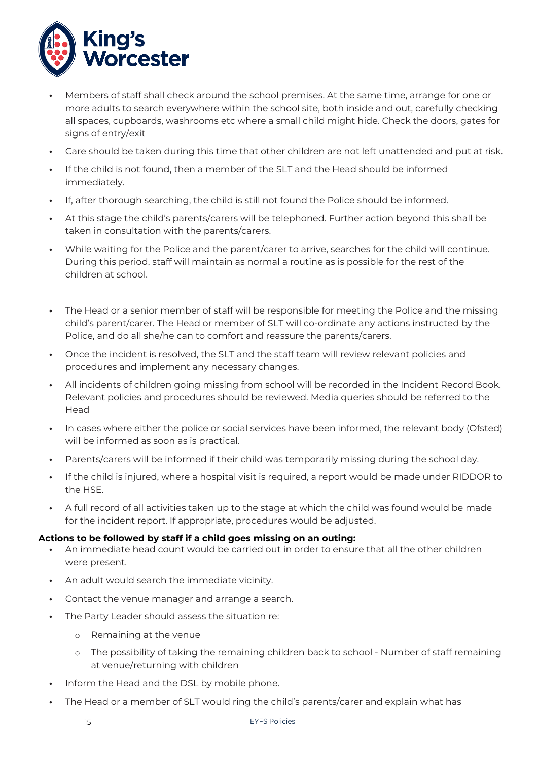- Members of staff shall check around the school premises. At the same time, arrange for one or more adults to search everywhere within the school site, both inside and out, carefully checking all spaces, cupboards, washrooms etc where a small child might hide. Check the doors, gates for signs of entry/exit
- Care should be taken during this time that other children are not left unattended and put at risk.
- If the child is not found, then a member of the SLT and the Head should be informed immediately.
- If, after thorough searching, the child is still not found the Police should be informed.
- At this stage the child's parents/carers will be telephoned. Further action beyond this shall be taken in consultation with the parents/carers.
- While waiting for the Police and the parent/carer to arrive, searches for the child will continue. During this period, staff will maintain as normal a routine as is possible for the rest of the children at school.
- The Head or a senior member of staff will be responsible for meeting the Police and the missing child's parent/carer. The Head or member of SLT will co-ordinate any actions instructed by the Police, and do all she/he can to comfort and reassure the parents/carers.
- Once the incident is resolved, the SLT and the staff team will review relevant policies and procedures and implement any necessary changes.
- All incidents of children going missing from school will be recorded in the Incident Record Book. Relevant policies and procedures should be reviewed. Media queries should be referred to the Head
- In cases where either the police or social services have been informed, the relevant body (Ofsted) will be informed as soon as is practical.
- Parents/carers will be informed if their child was temporarily missing during the school day.
- If the child is injured, where a hospital visit is required, a report would be made under RIDDOR to the HSE.
- A full record of all activities taken up to the stage at which the child was found would be made for the incident report. If appropriate, procedures would be adjusted.

**Actions to be followed by staff if a child goes missing on an outing:**

- An immediate head count would be carried out in order to ensure that all the other children were present.
- An adult would search the immediate vicinity.
- Contact the venue manager and arrange a search.
- The Party Leader should assess the situation re:
  - Remaining at the venue
  - The possibility of taking the remaining children back to school - Number of staff remaining at venue/returning with children
- Inform the Head and the DSL by mobile phone.
- The Head or a member of SLT would ring the child's parents/carer and explain what has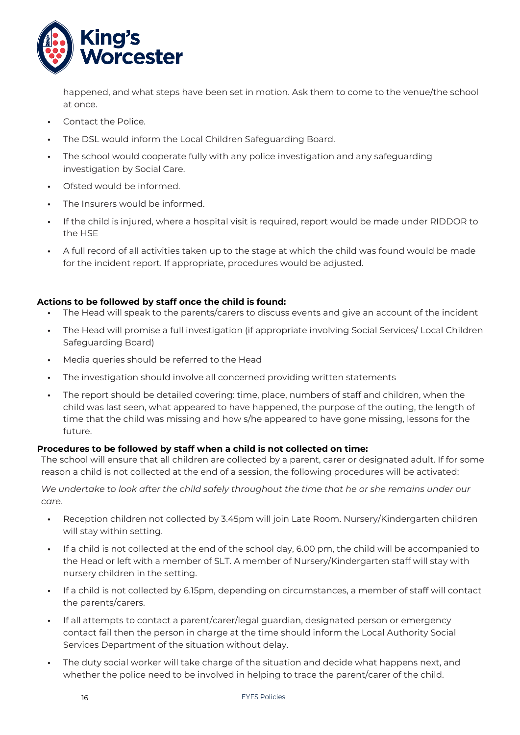happened, and what steps have been set in motion. Ask them to come to the venue/the school at once.

- Contact the Police.
- The DSL would inform the Local Children Safeguarding Board.
- The school would cooperate fully with any police investigation and any safeguarding investigation by Social Care.
- Ofsted would be informed.
- The Insurers would be informed.
- If the child is injured, where a hospital visit is required, report would be made under RIDDOR to the HSE
- A full record of all activities taken up to the stage at which the child was found would be made for the incident report. If appropriate, procedures would be adjusted.

**Actions to be followed by staff once the child is found:**

- The Head will speak to the parents/carers to discuss events and give an account of the incident
- The Head will promise a full investigation (if appropriate involving Social Services/ Local Children Safeguarding Board)
- Media queries should be referred to the Head
- The investigation should involve all concerned providing written statements
- The report should be detailed covering: time, place, numbers of staff and children, when the child was last seen, what appeared to have happened, the purpose of the outing, the length of time that the child was missing and how s/he appeared to have gone missing, lessons for the future.

**Procedures to be followed by staff when a child is not collected on time:**

The school will ensure that all children are collected by a parent, carer or designated adult. If for some reason a child is not collected at the end of a session, the following procedures will be activated:

*We undertake to look after the child safely throughout the time that he or she remains under our care.*

- Reception children not collected by 3.45pm will join Late Room. Nursery/Kindergarten children will stay within setting.
- If a child is not collected at the end of the school day, 6.00 pm, the child will be accompanied to the Head or left with a member of SLT. A member of Nursery/Kindergarten staff will stay with nursery children in the setting.
- If a child is not collected by 6.15pm, depending on circumstances, a member of staff will contact the parents/carers.
- If all attempts to contact a parent/carer/legal guardian, designated person or emergency contact fail then the person in charge at the time should inform the Local Authority Social Services Department of the situation without delay.
- The duty social worker will take charge of the situation and decide what happens next, and whether the police need to be involved in helping to trace the parent/carer of the child.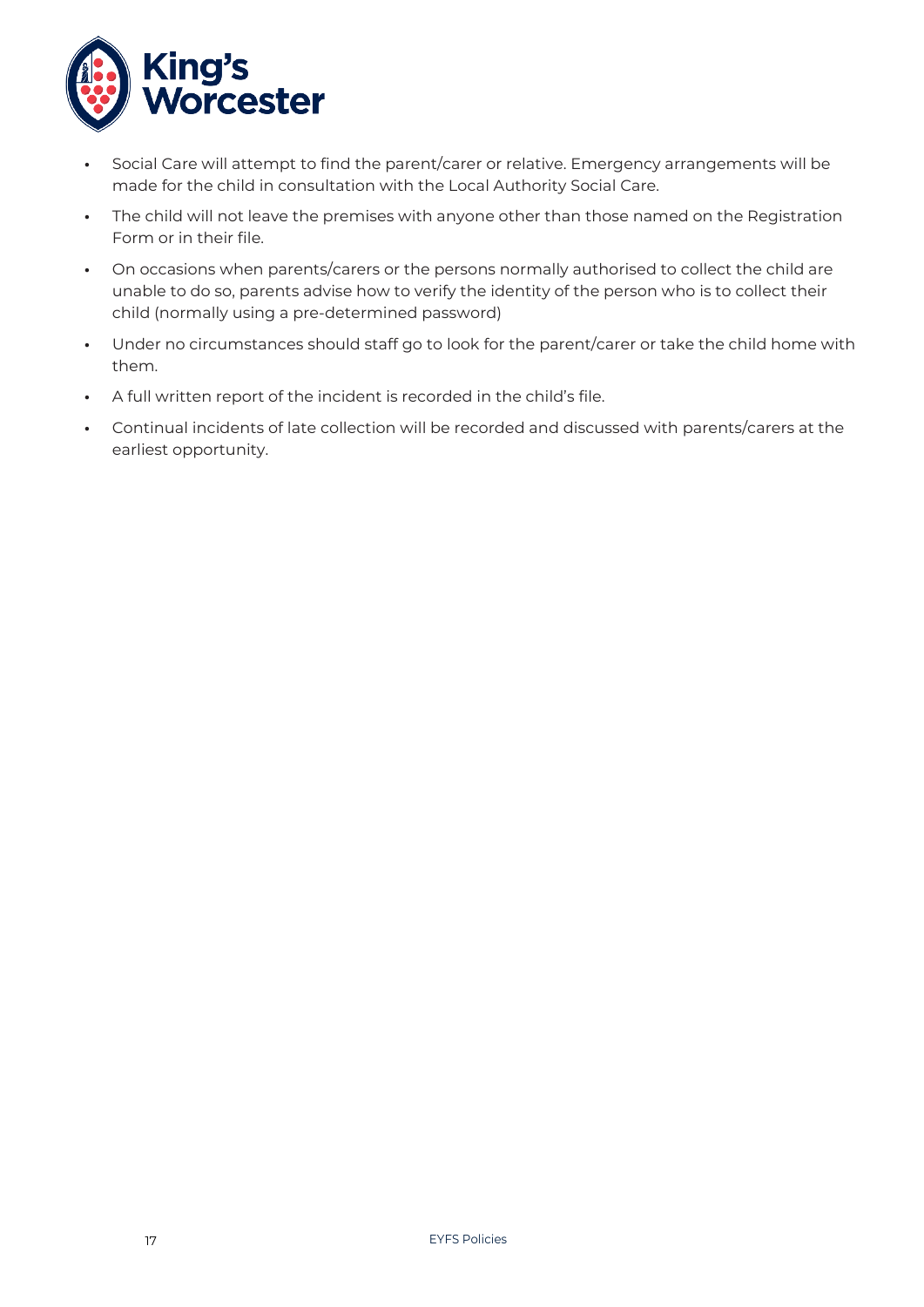- Social Care will attempt to find the parent/carer or relative. Emergency arrangements will be made for the child in consultation with the Local Authority Social Care.
- The child will not leave the premises with anyone other than those named on the Registration Form or in their file.
- On occasions when parents/carers or the persons normally authorised to collect the child are unable to do so, parents advise how to verify the identity of the person who is to collect their child (normally using a pre-determined password)
- Under no circumstances should staff go to look for the parent/carer or take the child home with them.
- A full written report of the incident is recorded in the child's file.
- Continual incidents of late collection will be recorded and discussed with parents/carers at the earliest opportunity.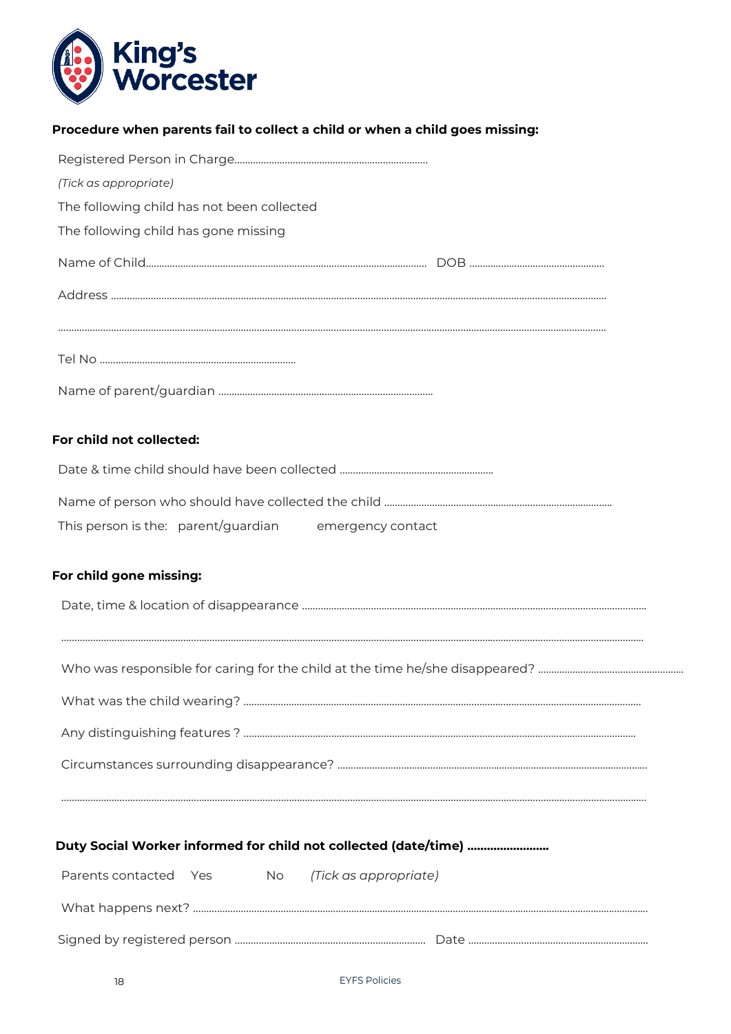**Procedure when parents fail to collect a child or when a child goes missing:**

Registered Person in Charge..........................................................................

*(Tick as appropriate)*

The following child has not been collected

The following child has gone missing

Name of Child............................................................................................................ DOB ....................................................

Address ..........................................................................................................................................................................

..........................................................................................................................................................................................

Tel No ............................................................................

Name of parent/guardian ..................................................................................

**For child not collected:**

Date & time child should have been collected ............................................................

Name of person who should have collected the child ........................................................................................

This person is the: parent/guardian emergency contact

**For child gone missing:**

Date, time & location of disappearance ..................................................................................................................

..........................................................................................................................................................................................

Who was responsible for caring for the child at the time he/she disappeared? ........................................................

What was the child wearing? ........................................................................................................................................

Any distinguishing features ? ......................................................................................................................................

Circumstances surrounding disappearance? ..............................................................................................................

..........................................................................................................................................................................................

**Duty Social Worker informed for child not collected (date/time) .........................**

Parents contacted Yes No *(Tick as appropriate)*

What happens next? .....................................................................................................................................................

Signed by registered person ......................................................................... Date .....................................................................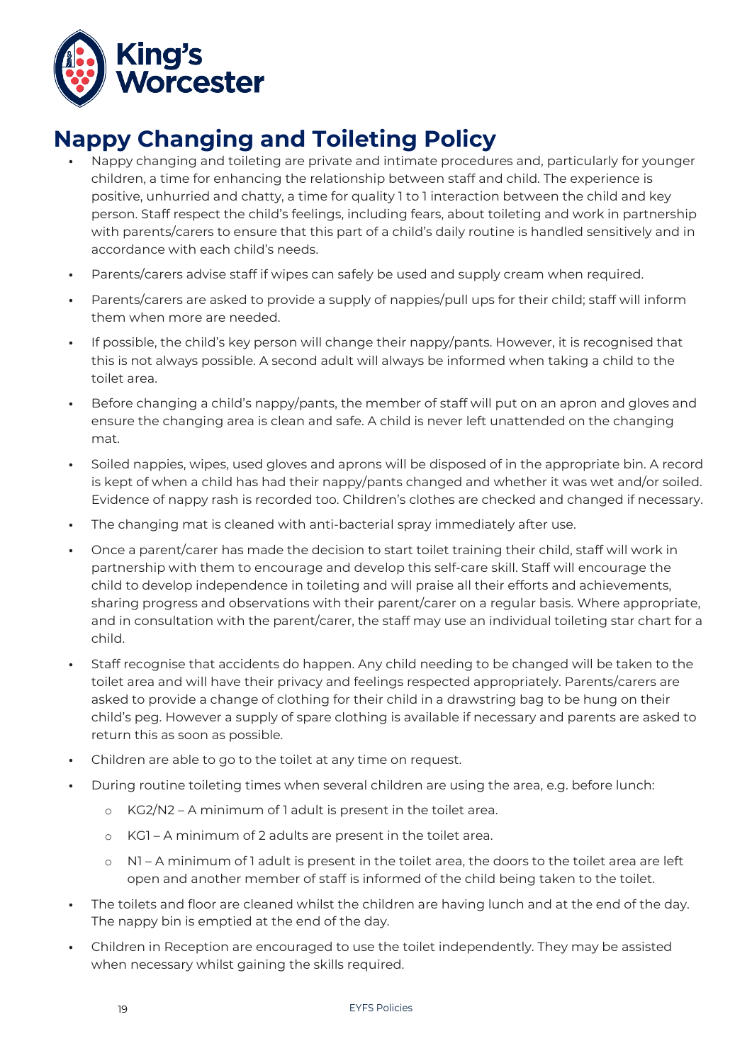# Nappy Changing and Toileting Policy

- Nappy changing and toileting are private and intimate procedures and, particularly for younger children, a time for enhancing the relationship between staff and child. The experience is positive, unhurried and chatty, a time for quality 1 to 1 interaction between the child and key person. Staff respect the child's feelings, including fears, about toileting and work in partnership with parents/carers to ensure that this part of a child's daily routine is handled sensitively and in accordance with each child's needs.
- Parents/carers advise staff if wipes can safely be used and supply cream when required.
- Parents/carers are asked to provide a supply of nappies/pull ups for their child; staff will inform them when more are needed.
- If possible, the child's key person will change their nappy/pants. However, it is recognised that this is not always possible. A second adult will always be informed when taking a child to the toilet area.
- Before changing a child's nappy/pants, the member of staff will put on an apron and gloves and ensure the changing area is clean and safe. A child is never left unattended on the changing mat.
- Soiled nappies, wipes, used gloves and aprons will be disposed of in the appropriate bin. A record is kept of when a child has had their nappy/pants changed and whether it was wet and/or soiled. Evidence of nappy rash is recorded too. Children's clothes are checked and changed if necessary.
- The changing mat is cleaned with anti-bacterial spray immediately after use.
- Once a parent/carer has made the decision to start toilet training their child, staff will work in partnership with them to encourage and develop this self-care skill. Staff will encourage the child to develop independence in toileting and will praise all their efforts and achievements, sharing progress and observations with their parent/carer on a regular basis. Where appropriate, and in consultation with the parent/carer, the staff may use an individual toileting star chart for a child.
- Staff recognise that accidents do happen. Any child needing to be changed will be taken to the toilet area and will have their privacy and feelings respected appropriately. Parents/carers are asked to provide a change of clothing for their child in a drawstring bag to be hung on their child's peg. However a supply of spare clothing is available if necessary and parents are asked to return this as soon as possible.
- Children are able to go to the toilet at any time on request.
- During routine toileting times when several children are using the area, e.g. before lunch:
  - KG2/N2 – A minimum of 1 adult is present in the toilet area.
  - KG1 – A minimum of 2 adults are present in the toilet area.
  - N1 – A minimum of 1 adult is present in the toilet area, the doors to the toilet area are left open and another member of staff is informed of the child being taken to the toilet.
- The toilets and floor are cleaned whilst the children are having lunch and at the end of the day. The nappy bin is emptied at the end of the day.
- Children in Reception are encouraged to use the toilet independently. They may be assisted when necessary whilst gaining the skills required.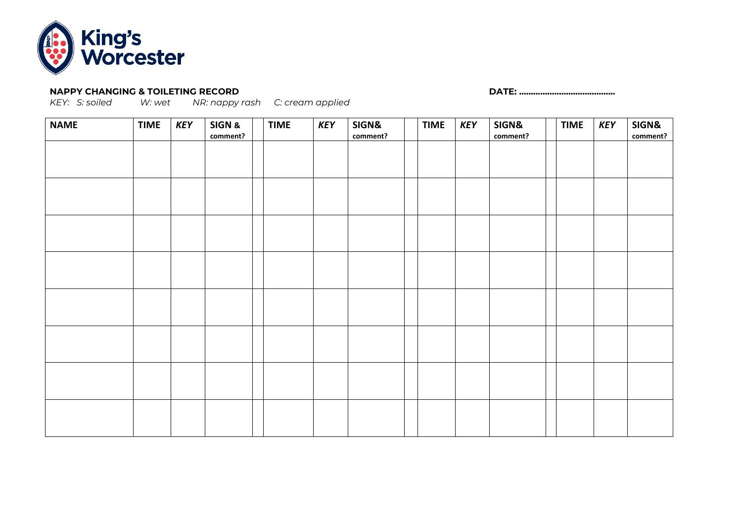King's Worcester

**NAPPY CHANGING & TOILETING RECORD** **DATE: ……………………………………**

*KEY: S: soiled W: wet NR: nappy rash C: cream applied*

| NAME | TIME | *KEY* | SIGN & comment? | | TIME | *KEY* | SIGN& comment? | | TIME | *KEY* | SIGN& comment? | | TIME | *KEY* | SIGN& comment? |
|---|---|---|---|---|---|---|---|---|---|---|---|---|---|---|---|
| | | | | | | | | | | | | | | | |
| | | | | | | | | | | | | | | | |
| | | | | | | | | | | | | | | | |
| | | | | | | | | | | | | | | | |
| | | | | | | | | | | | | | | | |
| | | | | | | | | | | | | | | | |
| | | | | | | | | | | | | | | | |
| | | | | | | | | | | | | | | | |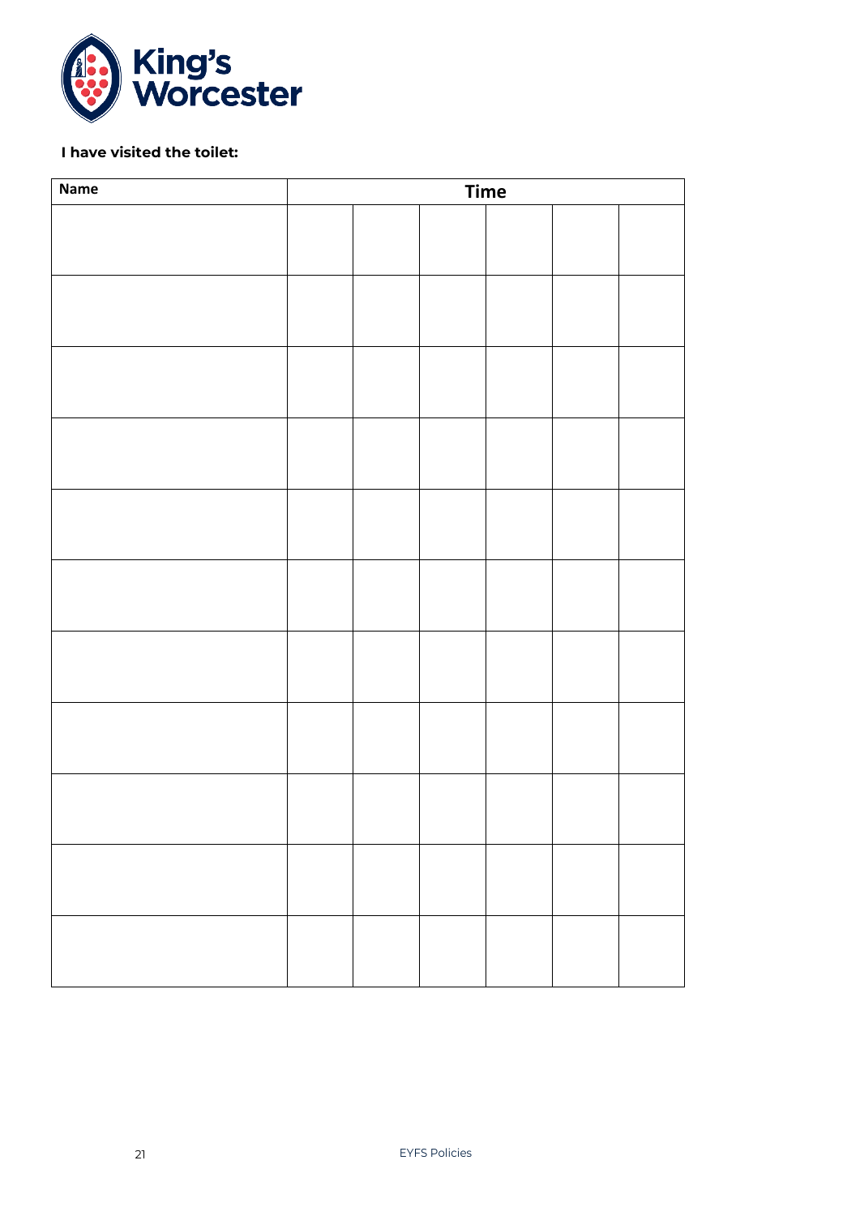**I have visited the toilet:**

| Name | Time | | | | | |
|---|---|---|---|---|---|---|
| | | | | | | |
| | | | | | | |
| | | | | | | |
| | | | | | | |
| | | | | | | |
| | | | | | | |
| | | | | | | |
| | | | | | | |
| | | | | | | |
| | | | | | | |
| | | | | | | |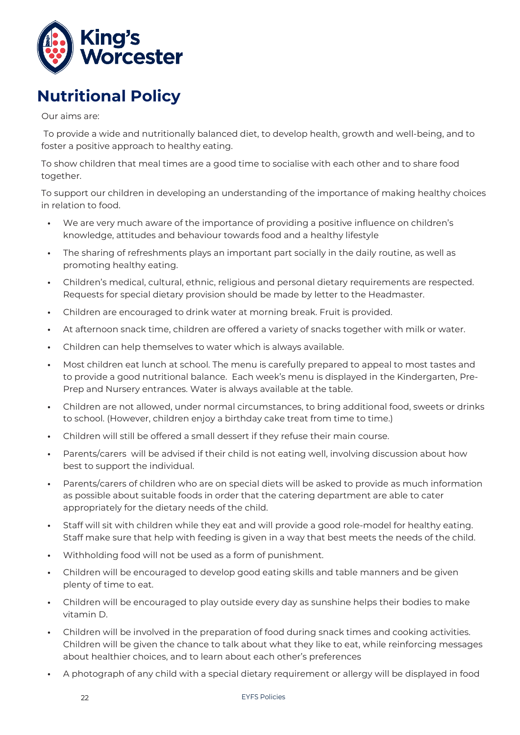# Nutritional Policy

Our aims are:

To provide a wide and nutritionally balanced diet, to develop health, growth and well-being, and to foster a positive approach to healthy eating.

To show children that meal times are a good time to socialise with each other and to share food together.

To support our children in developing an understanding of the importance of making healthy choices in relation to food.

- We are very much aware of the importance of providing a positive influence on children's knowledge, attitudes and behaviour towards food and a healthy lifestyle
- The sharing of refreshments plays an important part socially in the daily routine, as well as promoting healthy eating.
- Children's medical, cultural, ethnic, religious and personal dietary requirements are respected. Requests for special dietary provision should be made by letter to the Headmaster.
- Children are encouraged to drink water at morning break. Fruit is provided.
- At afternoon snack time, children are offered a variety of snacks together with milk or water.
- Children can help themselves to water which is always available.
- Most children eat lunch at school. The menu is carefully prepared to appeal to most tastes and to provide a good nutritional balance. Each week's menu is displayed in the Kindergarten, Pre-Prep and Nursery entrances. Water is always available at the table.
- Children are not allowed, under normal circumstances, to bring additional food, sweets or drinks to school. (However, children enjoy a birthday cake treat from time to time.)
- Children will still be offered a small dessert if they refuse their main course.
- Parents/carers will be advised if their child is not eating well, involving discussion about how best to support the individual.
- Parents/carers of children who are on special diets will be asked to provide as much information as possible about suitable foods in order that the catering department are able to cater appropriately for the dietary needs of the child.
- Staff will sit with children while they eat and will provide a good role-model for healthy eating. Staff make sure that help with feeding is given in a way that best meets the needs of the child.
- Withholding food will not be used as a form of punishment.
- Children will be encouraged to develop good eating skills and table manners and be given plenty of time to eat.
- Children will be encouraged to play outside every day as sunshine helps their bodies to make vitamin D.
- Children will be involved in the preparation of food during snack times and cooking activities. Children will be given the chance to talk about what they like to eat, while reinforcing messages about healthier choices, and to learn about each other's preferences
- A photograph of any child with a special dietary requirement or allergy will be displayed in food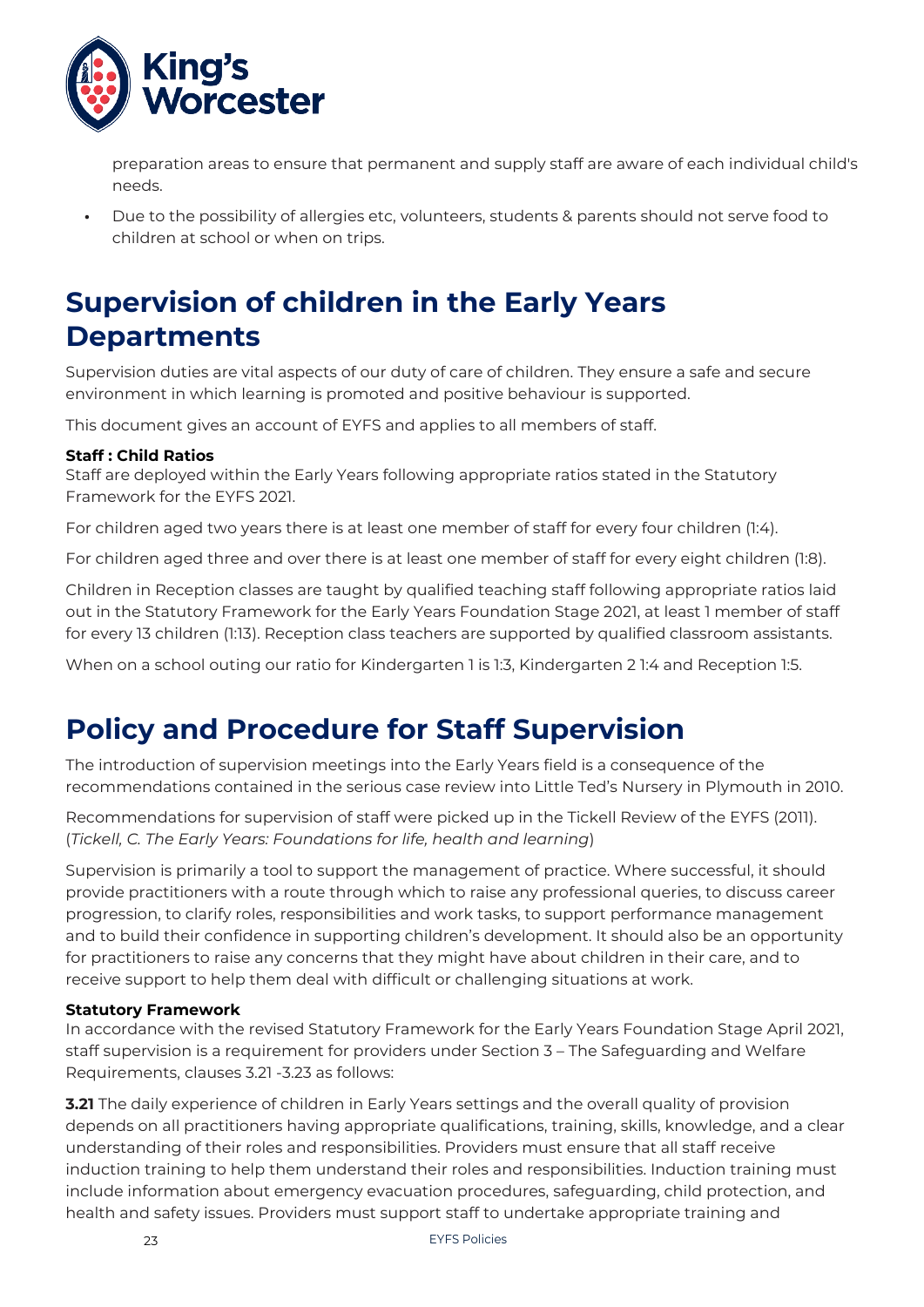preparation areas to ensure that permanent and supply staff are aware of each individual child's needs.

- Due to the possibility of allergies etc, volunteers, students & parents should not serve food to children at school or when on trips.

# Supervision of children in the Early Years Departments

Supervision duties are vital aspects of our duty of care of children. They ensure a safe and secure environment in which learning is promoted and positive behaviour is supported.

This document gives an account of EYFS and applies to all members of staff.

**Staff : Child Ratios**
Staff are deployed within the Early Years following appropriate ratios stated in the Statutory Framework for the EYFS 2021.

For children aged two years there is at least one member of staff for every four children (1:4).

For children aged three and over there is at least one member of staff for every eight children (1:8).

Children in Reception classes are taught by qualified teaching staff following appropriate ratios laid out in the Statutory Framework for the Early Years Foundation Stage 2021, at least 1 member of staff for every 13 children (1:13). Reception class teachers are supported by qualified classroom assistants.

When on a school outing our ratio for Kindergarten 1 is 1:3, Kindergarten 2 1:4 and Reception 1:5.

# Policy and Procedure for Staff Supervision

The introduction of supervision meetings into the Early Years field is a consequence of the recommendations contained in the serious case review into Little Ted's Nursery in Plymouth in 2010.

Recommendations for supervision of staff were picked up in the Tickell Review of the EYFS (2011). (*Tickell, C. The Early Years: Foundations for life, health and learning*)

Supervision is primarily a tool to support the management of practice. Where successful, it should provide practitioners with a route through which to raise any professional queries, to discuss career progression, to clarify roles, responsibilities and work tasks, to support performance management and to build their confidence in supporting children's development. It should also be an opportunity for practitioners to raise any concerns that they might have about children in their care, and to receive support to help them deal with difficult or challenging situations at work.

**Statutory Framework**
In accordance with the revised Statutory Framework for the Early Years Foundation Stage April 2021, staff supervision is a requirement for providers under Section 3 – The Safeguarding and Welfare Requirements, clauses 3.21 -3.23 as follows:

**3.21** The daily experience of children in Early Years settings and the overall quality of provision depends on all practitioners having appropriate qualifications, training, skills, knowledge, and a clear understanding of their roles and responsibilities. Providers must ensure that all staff receive induction training to help them understand their roles and responsibilities. Induction training must include information about emergency evacuation procedures, safeguarding, child protection, and health and safety issues. Providers must support staff to undertake appropriate training and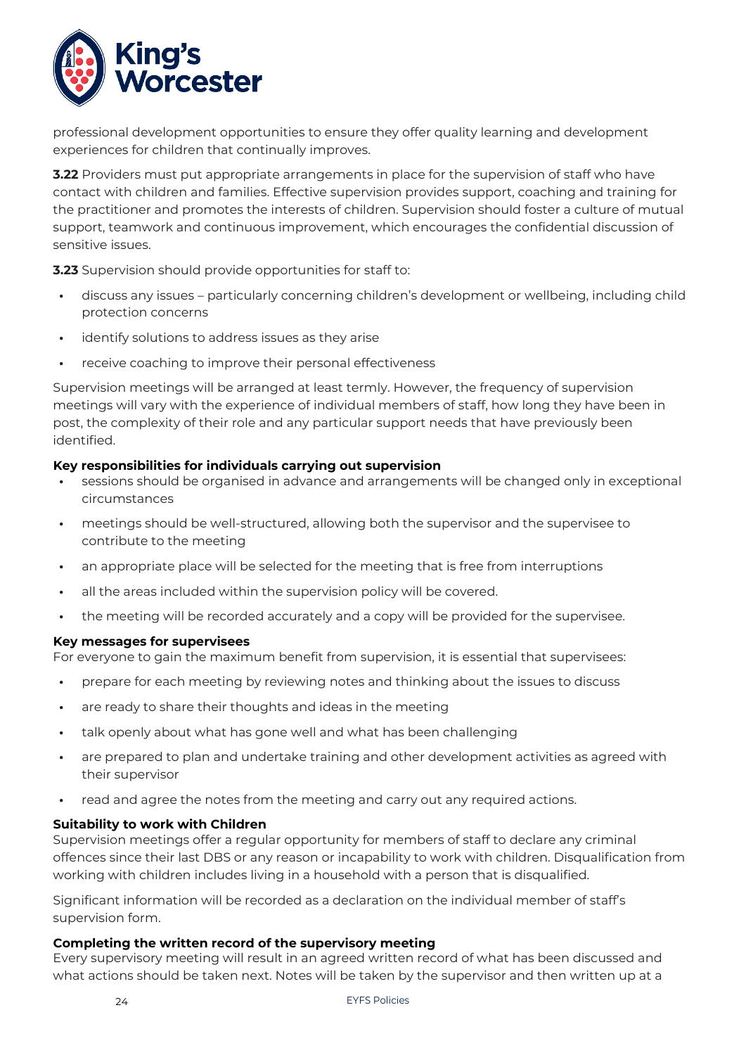professional development opportunities to ensure they offer quality learning and development experiences for children that continually improves.

**3.22** Providers must put appropriate arrangements in place for the supervision of staff who have contact with children and families. Effective supervision provides support, coaching and training for the practitioner and promotes the interests of children. Supervision should foster a culture of mutual support, teamwork and continuous improvement, which encourages the confidential discussion of sensitive issues.

**3.23** Supervision should provide opportunities for staff to:

- discuss any issues – particularly concerning children's development or wellbeing, including child protection concerns
- identify solutions to address issues as they arise
- receive coaching to improve their personal effectiveness

Supervision meetings will be arranged at least termly. However, the frequency of supervision meetings will vary with the experience of individual members of staff, how long they have been in post, the complexity of their role and any particular support needs that have previously been identified.

**Key responsibilities for individuals carrying out supervision**

- sessions should be organised in advance and arrangements will be changed only in exceptional circumstances
- meetings should be well-structured, allowing both the supervisor and the supervisee to contribute to the meeting
- an appropriate place will be selected for the meeting that is free from interruptions
- all the areas included within the supervision policy will be covered.
- the meeting will be recorded accurately and a copy will be provided for the supervisee.

**Key messages for supervisees**

For everyone to gain the maximum benefit from supervision, it is essential that supervisees:

- prepare for each meeting by reviewing notes and thinking about the issues to discuss
- are ready to share their thoughts and ideas in the meeting
- talk openly about what has gone well and what has been challenging
- are prepared to plan and undertake training and other development activities as agreed with their supervisor
- read and agree the notes from the meeting and carry out any required actions.

**Suitability to work with Children**

Supervision meetings offer a regular opportunity for members of staff to declare any criminal offences since their last DBS or any reason or incapability to work with children. Disqualification from working with children includes living in a household with a person that is disqualified.

Significant information will be recorded as a declaration on the individual member of staff's supervision form.

**Completing the written record of the supervisory meeting**

Every supervisory meeting will result in an agreed written record of what has been discussed and what actions should be taken next. Notes will be taken by the supervisor and then written up at a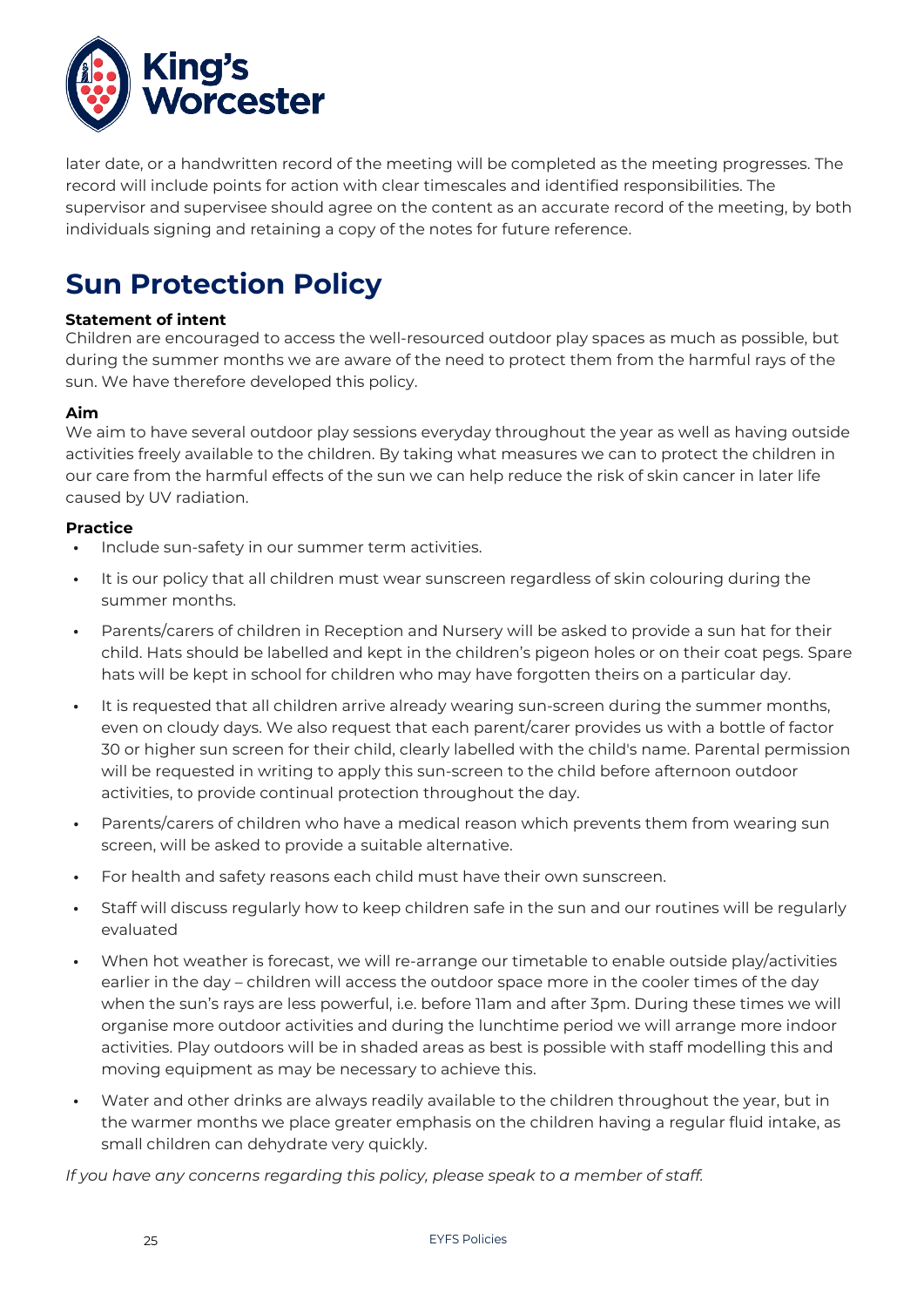later date, or a handwritten record of the meeting will be completed as the meeting progresses. The record will include points for action with clear timescales and identified responsibilities. The supervisor and supervisee should agree on the content as an accurate record of the meeting, by both individuals signing and retaining a copy of the notes for future reference.

# Sun Protection Policy

**Statement of intent**
Children are encouraged to access the well-resourced outdoor play spaces as much as possible, but during the summer months we are aware of the need to protect them from the harmful rays of the sun. We have therefore developed this policy.

**Aim**
We aim to have several outdoor play sessions everyday throughout the year as well as having outside activities freely available to the children. By taking what measures we can to protect the children in our care from the harmful effects of the sun we can help reduce the risk of skin cancer in later life caused by UV radiation.

**Practice**

- Include sun-safety in our summer term activities.
- It is our policy that all children must wear sunscreen regardless of skin colouring during the summer months.
- Parents/carers of children in Reception and Nursery will be asked to provide a sun hat for their child. Hats should be labelled and kept in the children's pigeon holes or on their coat pegs. Spare hats will be kept in school for children who may have forgotten theirs on a particular day.
- It is requested that all children arrive already wearing sun-screen during the summer months, even on cloudy days. We also request that each parent/carer provides us with a bottle of factor 30 or higher sun screen for their child, clearly labelled with the child's name. Parental permission will be requested in writing to apply this sun-screen to the child before afternoon outdoor activities, to provide continual protection throughout the day.
- Parents/carers of children who have a medical reason which prevents them from wearing sun screen, will be asked to provide a suitable alternative.
- For health and safety reasons each child must have their own sunscreen.
- Staff will discuss regularly how to keep children safe in the sun and our routines will be regularly evaluated
- When hot weather is forecast, we will re-arrange our timetable to enable outside play/activities earlier in the day – children will access the outdoor space more in the cooler times of the day when the sun's rays are less powerful, i.e. before 11am and after 3pm. During these times we will organise more outdoor activities and during the lunchtime period we will arrange more indoor activities. Play outdoors will be in shaded areas as best is possible with staff modelling this and moving equipment as may be necessary to achieve this.
- Water and other drinks are always readily available to the children throughout the year, but in the warmer months we place greater emphasis on the children having a regular fluid intake, as small children can dehydrate very quickly.

*If you have any concerns regarding this policy, please speak to a member of staff.*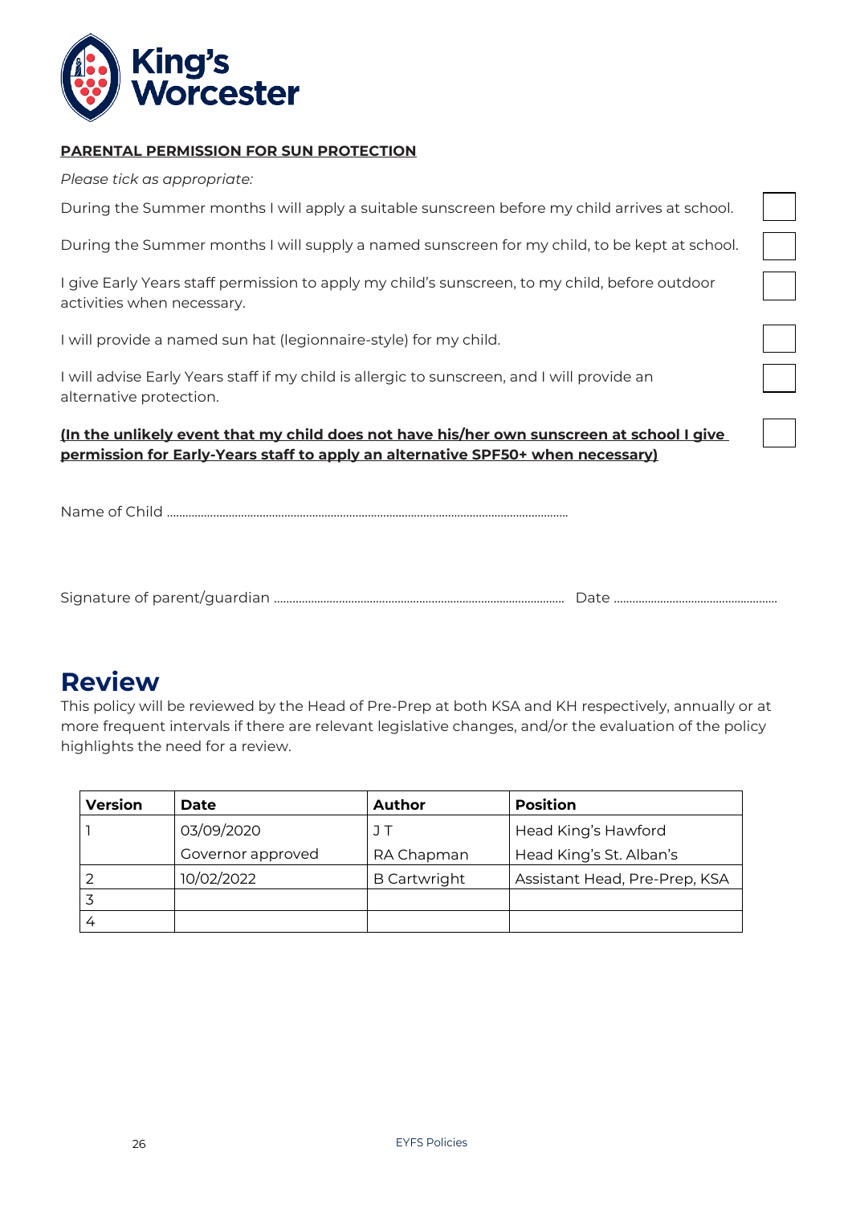**PARENTAL PERMISSION FOR SUN PROTECTION**

*Please tick as appropriate:*

During the Summer months I will apply a suitable sunscreen before my child arrives at school. ☐

During the Summer months I will supply a named sunscreen for my child, to be kept at school. ☐

I give Early Years staff permission to apply my child's sunscreen, to my child, before outdoor activities when necessary. ☐

I will provide a named sun hat (legionnaire-style) for my child. ☐

I will advise Early Years staff if my child is allergic to sunscreen, and I will provide an alternative protection. ☐

**(In the unlikely event that my child does not have his/her own sunscreen at school I give permission for Early-Years staff to apply an alternative SPF50+ when necessary)** ☐

Name of Child ………………………………………………………………………………………………

Signature of parent/guardian …………………………………………………………… Date ………………………………

# Review

This policy will be reviewed by the Head of Pre-Prep at both KSA and KH respectively, annually or at more frequent intervals if there are relevant legislative changes, and/or the evaluation of the policy highlights the need for a review.

| Version | Date | Author | Position |
|---|---|---|---|
| 1 | 03/09/2020 | J T | Head King's Hawford |
| | Governor approved | RA Chapman | Head King's St. Alban's |
| 2 | 10/02/2022 | B Cartwright | Assistant Head, Pre-Prep, KSA |
| 3 | | | |
| 4 | | | |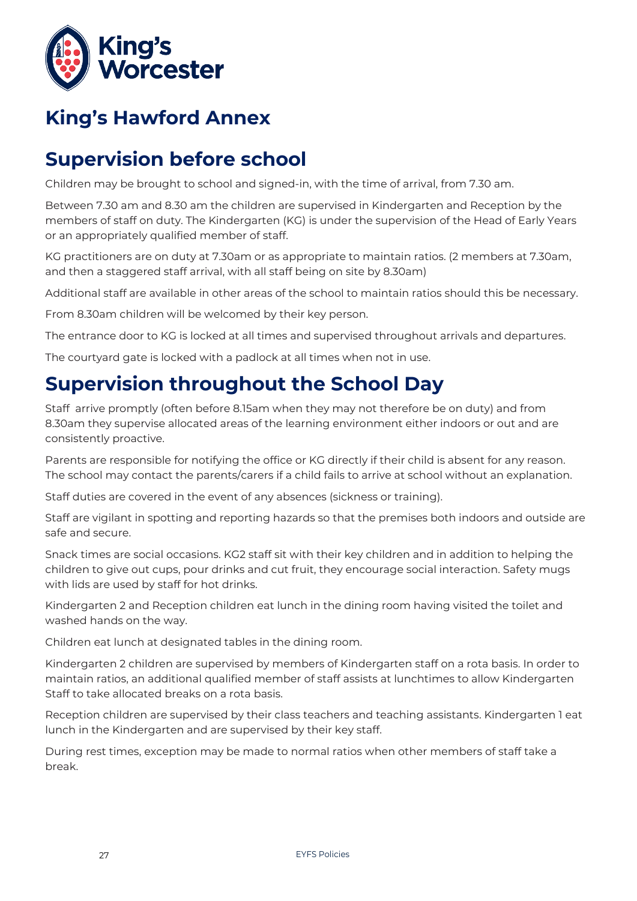# King's Hawford Annex

## Supervision before school

Children may be brought to school and signed-in, with the time of arrival, from 7.30 am.

Between 7.30 am and 8.30 am the children are supervised in Kindergarten and Reception by the members of staff on duty. The Kindergarten (KG) is under the supervision of the Head of Early Years or an appropriately qualified member of staff.

KG practitioners are on duty at 7.30am or as appropriate to maintain ratios. (2 members at 7.30am, and then a staggered staff arrival, with all staff being on site by 8.30am)

Additional staff are available in other areas of the school to maintain ratios should this be necessary.

From 8.30am children will be welcomed by their key person.

The entrance door to KG is locked at all times and supervised throughout arrivals and departures.

The courtyard gate is locked with a padlock at all times when not in use.

## Supervision throughout the School Day

Staff arrive promptly (often before 8.15am when they may not therefore be on duty) and from 8.30am they supervise allocated areas of the learning environment either indoors or out and are consistently proactive.

Parents are responsible for notifying the office or KG directly if their child is absent for any reason. The school may contact the parents/carers if a child fails to arrive at school without an explanation.

Staff duties are covered in the event of any absences (sickness or training).

Staff are vigilant in spotting and reporting hazards so that the premises both indoors and outside are safe and secure.

Snack times are social occasions. KG2 staff sit with their key children and in addition to helping the children to give out cups, pour drinks and cut fruit, they encourage social interaction. Safety mugs with lids are used by staff for hot drinks.

Kindergarten 2 and Reception children eat lunch in the dining room having visited the toilet and washed hands on the way.

Children eat lunch at designated tables in the dining room.

Kindergarten 2 children are supervised by members of Kindergarten staff on a rota basis. In order to maintain ratios, an additional qualified member of staff assists at lunchtimes to allow Kindergarten Staff to take allocated breaks on a rota basis.

Reception children are supervised by their class teachers and teaching assistants. Kindergarten 1 eat lunch in the Kindergarten and are supervised by their key staff.

During rest times, exception may be made to normal ratios when other members of staff take a break.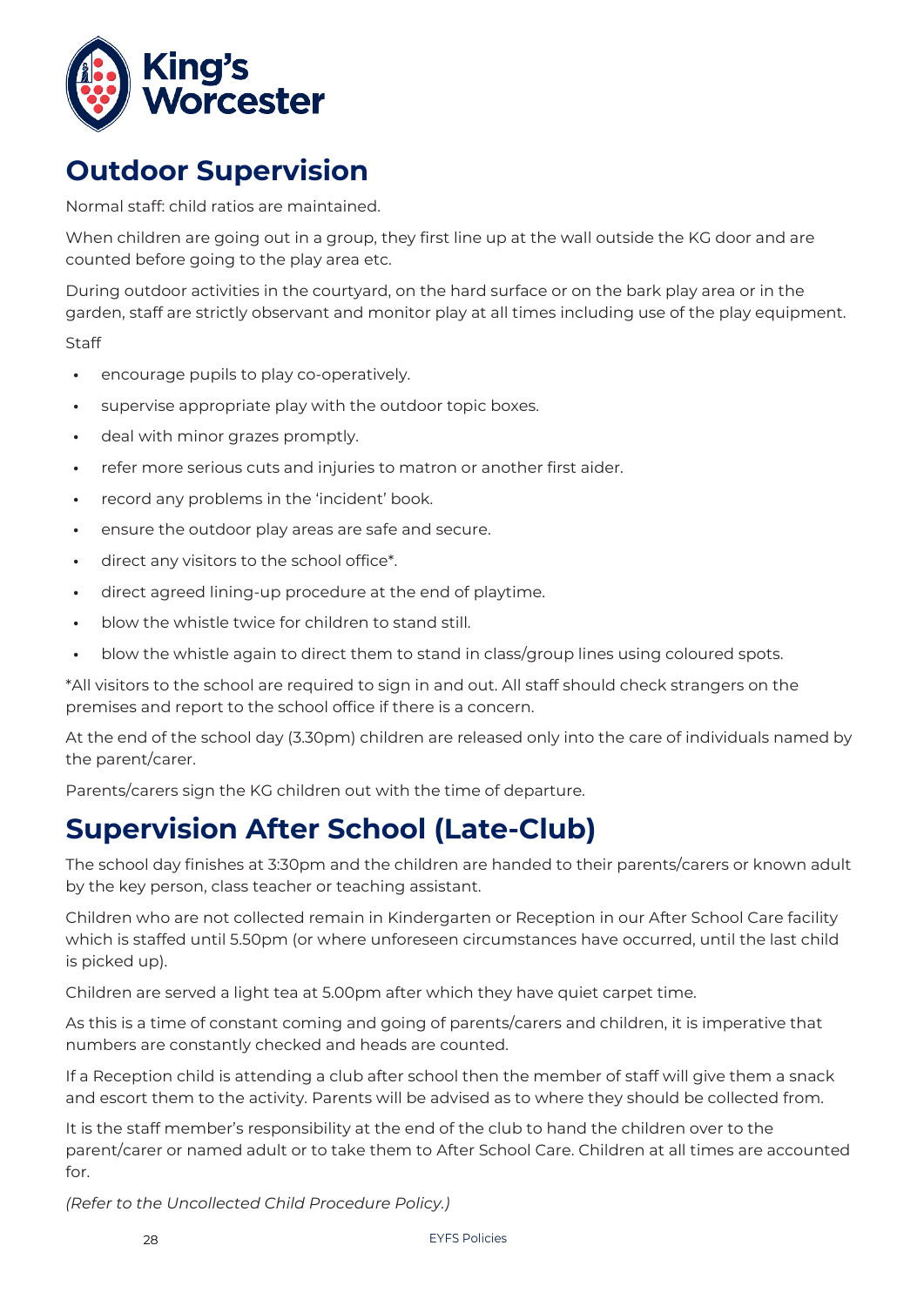# Outdoor Supervision

Normal staff: child ratios are maintained.

When children are going out in a group, they first line up at the wall outside the KG door and are counted before going to the play area etc.

During outdoor activities in the courtyard, on the hard surface or on the bark play area or in the garden, staff are strictly observant and monitor play at all times including use of the play equipment.

Staff

- encourage pupils to play co-operatively.
- supervise appropriate play with the outdoor topic boxes.
- deal with minor grazes promptly.
- refer more serious cuts and injuries to matron or another first aider.
- record any problems in the 'incident' book.
- ensure the outdoor play areas are safe and secure.
- direct any visitors to the school office*.
- direct agreed lining-up procedure at the end of playtime.
- blow the whistle twice for children to stand still.
- blow the whistle again to direct them to stand in class/group lines using coloured spots.

*All visitors to the school are required to sign in and out. All staff should check strangers on the premises and report to the school office if there is a concern.

At the end of the school day (3.30pm) children are released only into the care of individuals named by the parent/carer.

Parents/carers sign the KG children out with the time of departure.

# Supervision After School (Late-Club)

The school day finishes at 3:30pm and the children are handed to their parents/carers or known adult by the key person, class teacher or teaching assistant.

Children who are not collected remain in Kindergarten or Reception in our After School Care facility which is staffed until 5.50pm (or where unforeseen circumstances have occurred, until the last child is picked up).

Children are served a light tea at 5.00pm after which they have quiet carpet time.

As this is a time of constant coming and going of parents/carers and children, it is imperative that numbers are constantly checked and heads are counted.

If a Reception child is attending a club after school then the member of staff will give them a snack and escort them to the activity. Parents will be advised as to where they should be collected from.

It is the staff member's responsibility at the end of the club to hand the children over to the parent/carer or named adult or to take them to After School Care. Children at all times are accounted for.

*(Refer to the Uncollected Child Procedure Policy.)*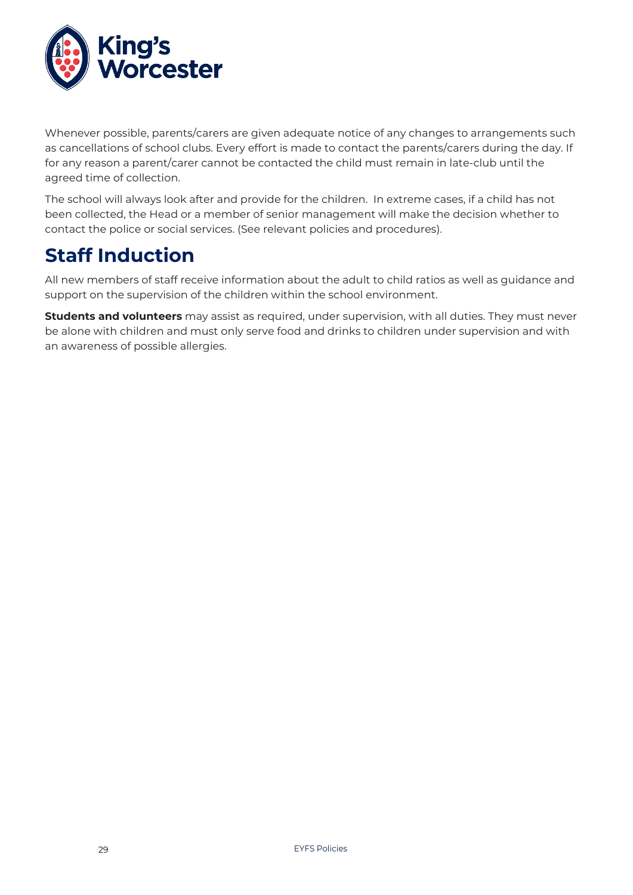Whenever possible, parents/carers are given adequate notice of any changes to arrangements such as cancellations of school clubs. Every effort is made to contact the parents/carers during the day. If for any reason a parent/carer cannot be contacted the child must remain in late-club until the agreed time of collection.

The school will always look after and provide for the children. In extreme cases, if a child has not been collected, the Head or a member of senior management will make the decision whether to contact the police or social services. (See relevant policies and procedures).

## Staff Induction

All new members of staff receive information about the adult to child ratios as well as guidance and support on the supervision of the children within the school environment.

**Students and volunteers** may assist as required, under supervision, with all duties. They must never be alone with children and must only serve food and drinks to children under supervision and with an awareness of possible allergies.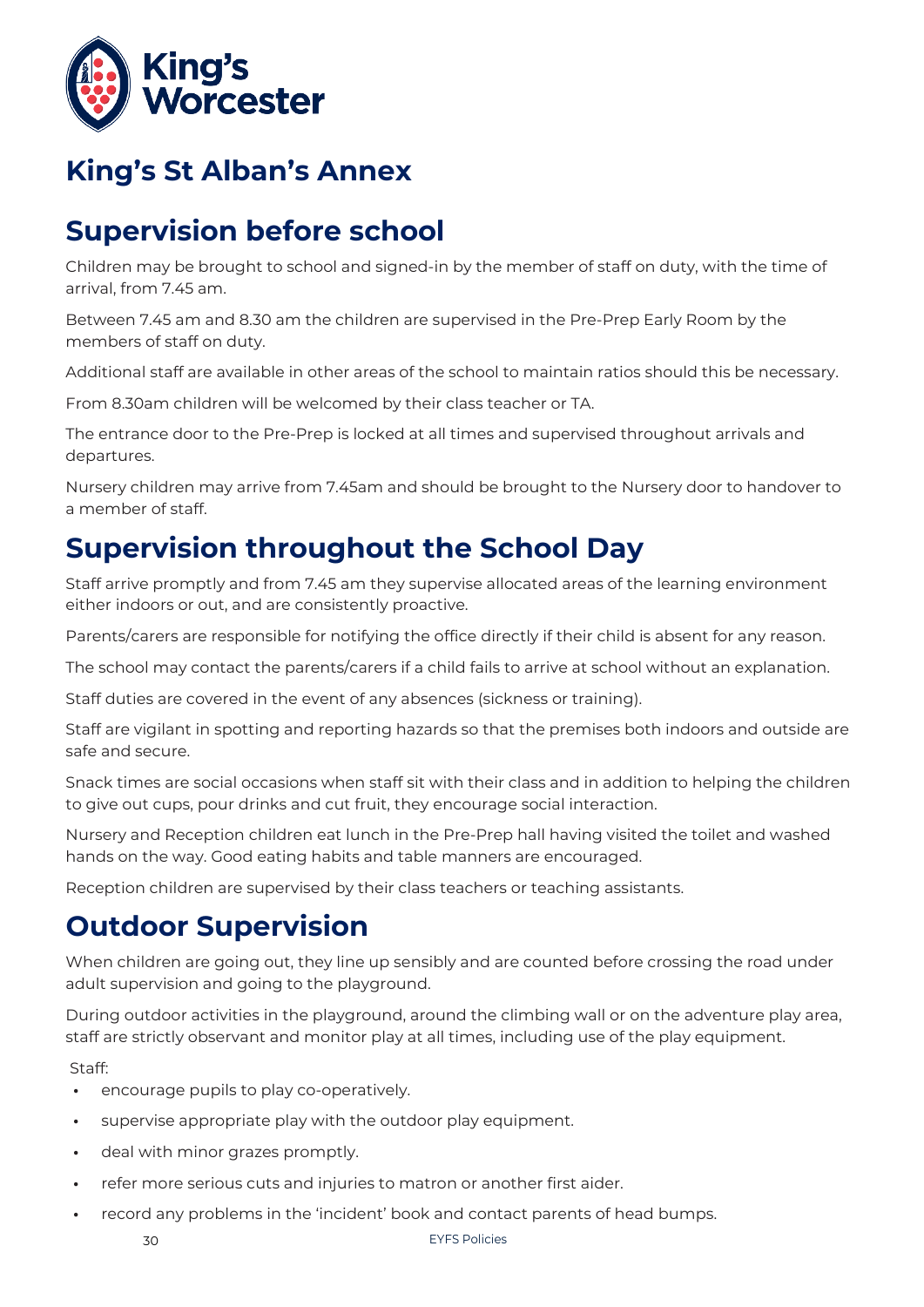# King's St Alban's Annex

## Supervision before school

Children may be brought to school and signed-in by the member of staff on duty, with the time of arrival, from 7.45 am.

Between 7.45 am and 8.30 am the children are supervised in the Pre-Prep Early Room by the members of staff on duty.

Additional staff are available in other areas of the school to maintain ratios should this be necessary.

From 8.30am children will be welcomed by their class teacher or TA.

The entrance door to the Pre-Prep is locked at all times and supervised throughout arrivals and departures.

Nursery children may arrive from 7.45am and should be brought to the Nursery door to handover to a member of staff.

## Supervision throughout the School Day

Staff arrive promptly and from 7.45 am they supervise allocated areas of the learning environment either indoors or out, and are consistently proactive.

Parents/carers are responsible for notifying the office directly if their child is absent for any reason.

The school may contact the parents/carers if a child fails to arrive at school without an explanation.

Staff duties are covered in the event of any absences (sickness or training).

Staff are vigilant in spotting and reporting hazards so that the premises both indoors and outside are safe and secure.

Snack times are social occasions when staff sit with their class and in addition to helping the children to give out cups, pour drinks and cut fruit, they encourage social interaction.

Nursery and Reception children eat lunch in the Pre-Prep hall having visited the toilet and washed hands on the way. Good eating habits and table manners are encouraged.

Reception children are supervised by their class teachers or teaching assistants.

## Outdoor Supervision

When children are going out, they line up sensibly and are counted before crossing the road under adult supervision and going to the playground.

During outdoor activities in the playground, around the climbing wall or on the adventure play area, staff are strictly observant and monitor play at all times, including use of the play equipment.

Staff:

- encourage pupils to play co-operatively.
- supervise appropriate play with the outdoor play equipment.
- deal with minor grazes promptly.
- refer more serious cuts and injuries to matron or another first aider.
- record any problems in the 'incident' book and contact parents of head bumps.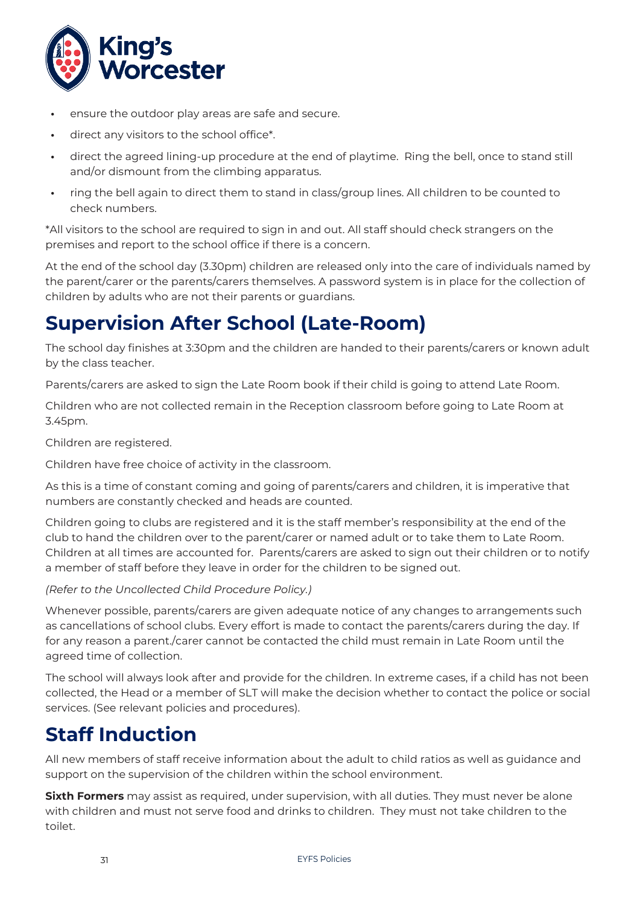- ensure the outdoor play areas are safe and secure.
- direct any visitors to the school office*.
- direct the agreed lining-up procedure at the end of playtime. Ring the bell, once to stand still and/or dismount from the climbing apparatus.
- ring the bell again to direct them to stand in class/group lines. All children to be counted to check numbers.

*All visitors to the school are required to sign in and out. All staff should check strangers on the premises and report to the school office if there is a concern.

At the end of the school day (3.30pm) children are released only into the care of individuals named by the parent/carer or the parents/carers themselves. A password system is in place for the collection of children by adults who are not their parents or guardians.

# Supervision After School (Late-Room)

The school day finishes at 3:30pm and the children are handed to their parents/carers or known adult by the class teacher.

Parents/carers are asked to sign the Late Room book if their child is going to attend Late Room.

Children who are not collected remain in the Reception classroom before going to Late Room at 3.45pm.

Children are registered.

Children have free choice of activity in the classroom.

As this is a time of constant coming and going of parents/carers and children, it is imperative that numbers are constantly checked and heads are counted.

Children going to clubs are registered and it is the staff member's responsibility at the end of the club to hand the children over to the parent/carer or named adult or to take them to Late Room. Children at all times are accounted for. Parents/carers are asked to sign out their children or to notify a member of staff before they leave in order for the children to be signed out.

*(Refer to the Uncollected Child Procedure Policy.)*

Whenever possible, parents/carers are given adequate notice of any changes to arrangements such as cancellations of school clubs. Every effort is made to contact the parents/carers during the day. If for any reason a parent./carer cannot be contacted the child must remain in Late Room until the agreed time of collection.

The school will always look after and provide for the children. In extreme cases, if a child has not been collected, the Head or a member of SLT will make the decision whether to contact the police or social services. (See relevant policies and procedures).

# Staff Induction

All new members of staff receive information about the adult to child ratios as well as guidance and support on the supervision of the children within the school environment.

**Sixth Formers** may assist as required, under supervision, with all duties. They must never be alone with children and must not serve food and drinks to children. They must not take children to the toilet.